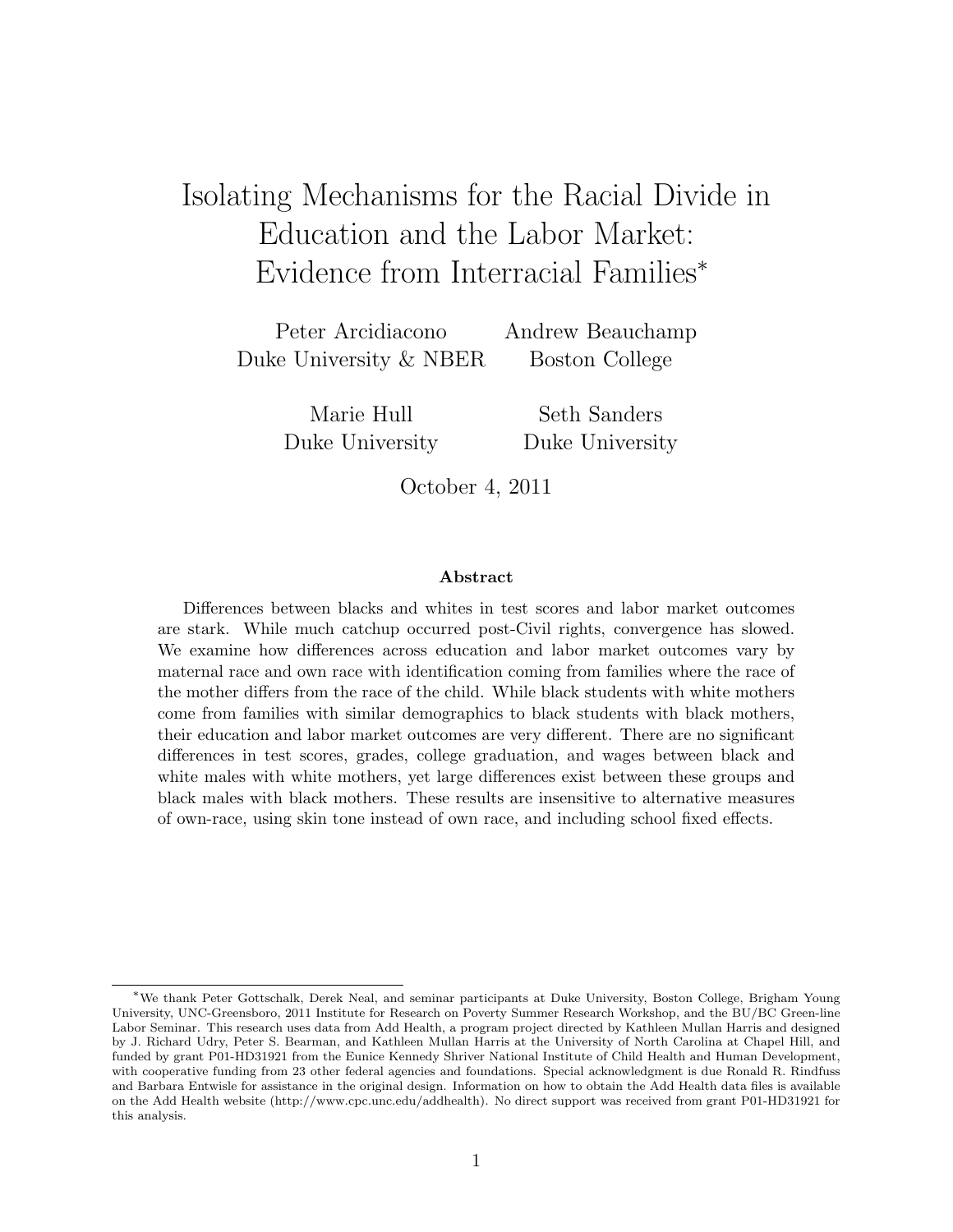# Isolating Mechanisms for the Racial Divide in Education and the Labor Market: Evidence from Interracial Families*

Peter Arcidiacono
Duke University & NBER

Andrew Beauchamp
Boston College

Marie Hull
Duke University

Seth Sanders
Duke University

October 4, 2011

### Abstract

Differences between blacks and whites in test scores and labor market outcomes are stark. While much catchup occurred post-Civil rights, convergence has slowed. We examine how differences across education and labor market outcomes vary by maternal race and own race with identification coming from families where the race of the mother differs from the race of the child. While black students with white mothers come from families with similar demographics to black students with black mothers, their education and labor market outcomes are very different. There are no significant differences in test scores, grades, college graduation, and wages between black and white males with white mothers, yet large differences exist between these groups and black males with black mothers. These results are insensitive to alternative measures of own-race, using skin tone instead of own race, and including school fixed effects.

---

*We thank Peter Gottschalk, Derek Neal, and seminar participants at Duke University, Boston College, Brigham Young University, UNC-Greensboro, 2011 Institute for Research on Poverty Summer Research Workshop, and the BU/BC Green-line Labor Seminar. This research uses data from Add Health, a program project directed by Kathleen Mullan Harris and designed by J. Richard Udry, Peter S. Bearman, and Kathleen Mullan Harris at the University of North Carolina at Chapel Hill, and funded by grant P01-HD31921 from the Eunice Kennedy Shriver National Institute of Child Health and Human Development, with cooperative funding from 23 other federal agencies and foundations. Special acknowledgment is due Ronald R. Rindfuss and Barbara Entwisle for assistance in the original design. Information on how to obtain the Add Health data files is available on the Add Health website (http://www.cpc.unc.edu/addhealth). No direct support was received from grant P01-HD31921 for this analysis.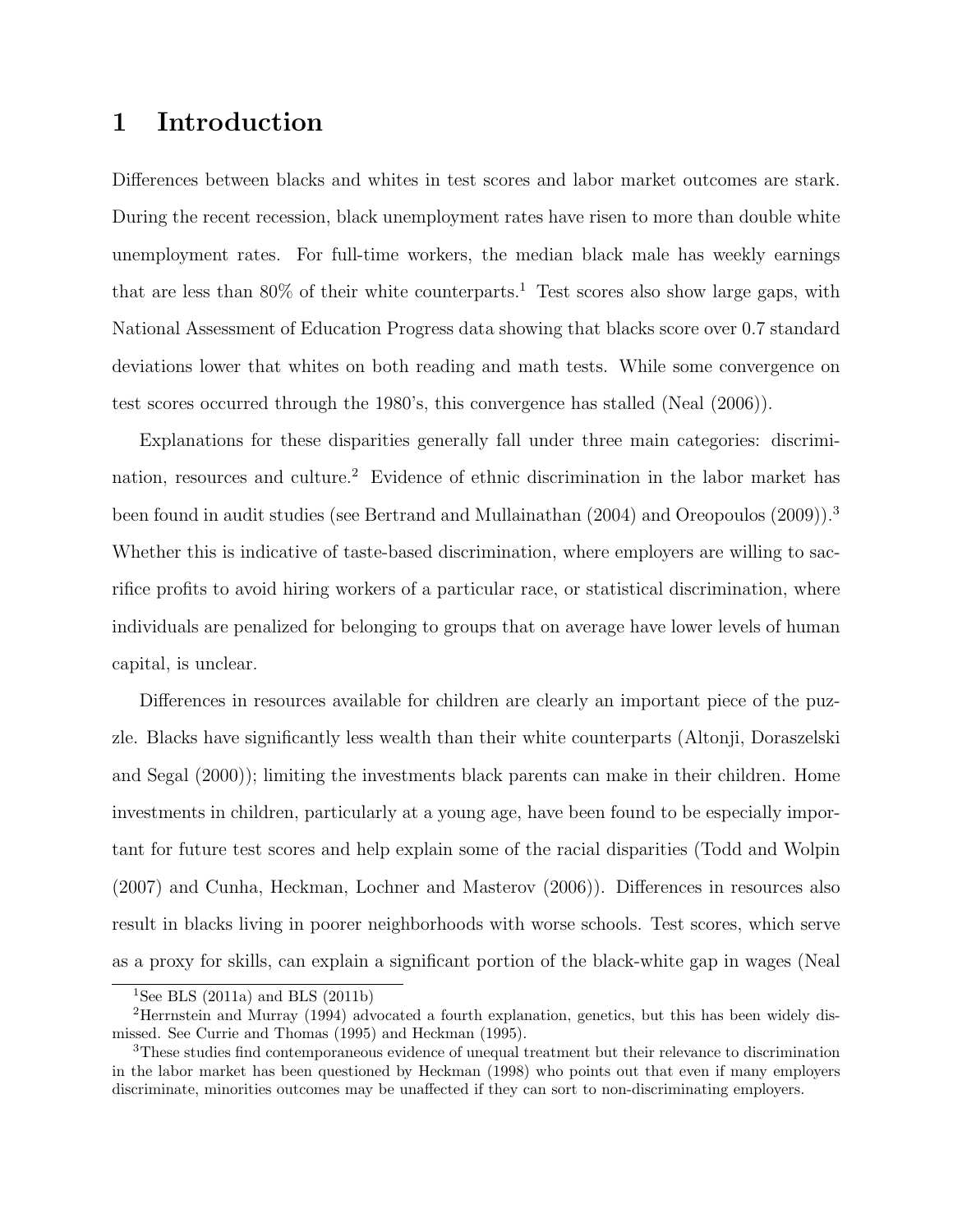# 1 Introduction

Differences between blacks and whites in test scores and labor market outcomes are stark. During the recent recession, black unemployment rates have risen to more than double white unemployment rates. For full-time workers, the median black male has weekly earnings that are less than 80% of their white counterparts.[1] Test scores also show large gaps, with National Assessment of Education Progress data showing that blacks score over 0.7 standard deviations lower that whites on both reading and math tests. While some convergence on test scores occurred through the 1980's, this convergence has stalled (Neal (2006)).

Explanations for these disparities generally fall under three main categories: discrimination, resources and culture.[2] Evidence of ethnic discrimination in the labor market has been found in audit studies (see Bertrand and Mullainathan (2004) and Oreopoulos (2009)).[3] Whether this is indicative of taste-based discrimination, where employers are willing to sacrifice profits to avoid hiring workers of a particular race, or statistical discrimination, where individuals are penalized for belonging to groups that on average have lower levels of human capital, is unclear.

Differences in resources available for children are clearly an important piece of the puzzle. Blacks have significantly less wealth than their white counterparts (Altonji, Doraszelski and Segal (2000)); limiting the investments black parents can make in their children. Home investments in children, particularly at a young age, have been found to be especially important for future test scores and help explain some of the racial disparities (Todd and Wolpin (2007) and Cunha, Heckman, Lochner and Masterov (2006)). Differences in resources also result in blacks living in poorer neighborhoods with worse schools. Test scores, which serve as a proxy for skills, can explain a significant portion of the black-white gap in wages (Neal

[1] See BLS (2011a) and BLS (2011b)

[2] Herrnstein and Murray (1994) advocated a fourth explanation, genetics, but this has been widely dismissed. See Currie and Thomas (1995) and Heckman (1995).

[3] These studies find contemporaneous evidence of unequal treatment but their relevance to discrimination in the labor market has been questioned by Heckman (1998) who points out that even if many employers discriminate, minorities outcomes may be unaffected if they can sort to non-discriminating employers.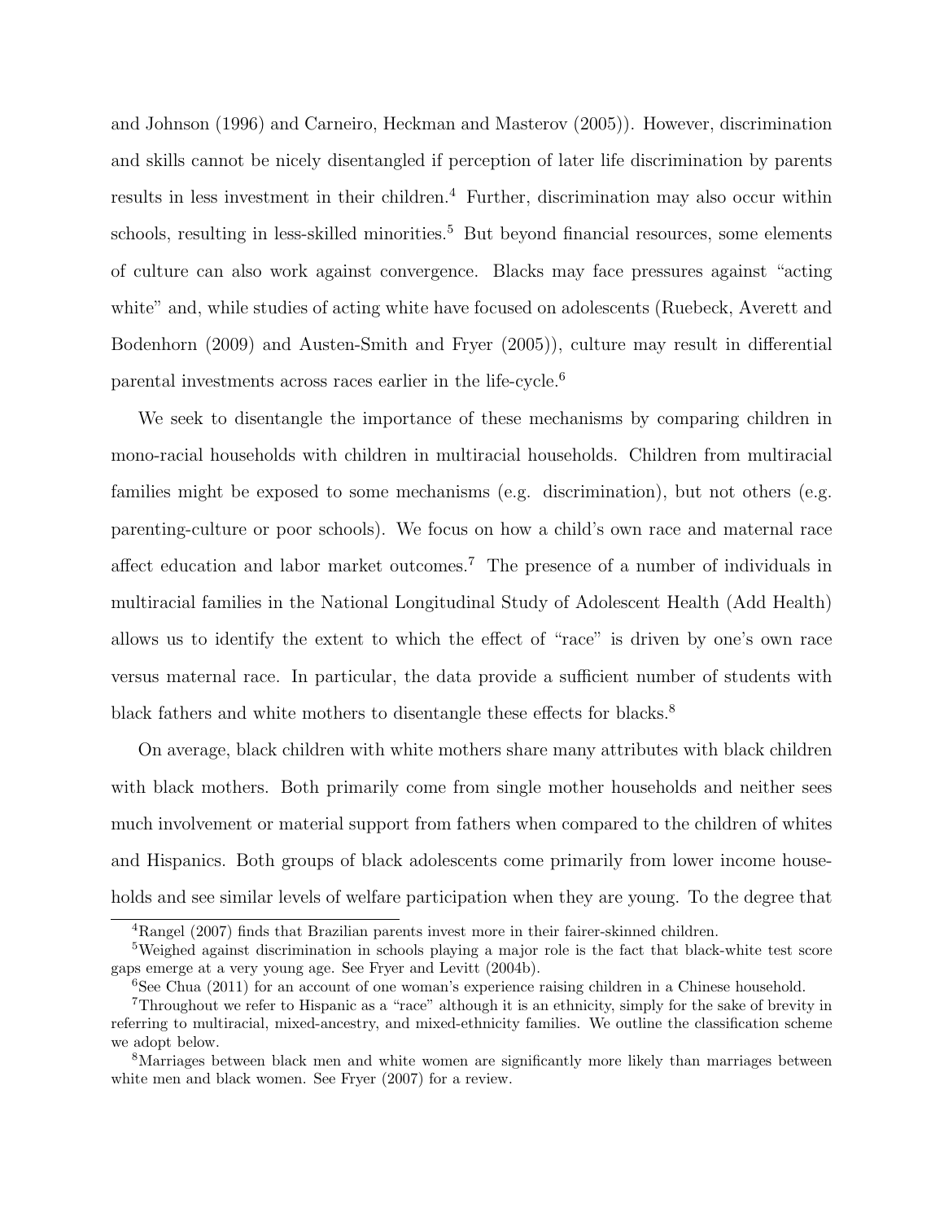and Johnson (1996) and Carneiro, Heckman and Masterov (2005)). However, discrimination and skills cannot be nicely disentangled if perception of later life discrimination by parents results in less investment in their children.[4] Further, discrimination may also occur within schools, resulting in less-skilled minorities.[5] But beyond financial resources, some elements of culture can also work against convergence. Blacks may face pressures against "acting white" and, while studies of acting white have focused on adolescents (Ruebeck, Averett and Bodenhorn (2009) and Austen-Smith and Fryer (2005)), culture may result in differential parental investments across races earlier in the life-cycle.[6]

We seek to disentangle the importance of these mechanisms by comparing children in mono-racial households with children in multiracial households. Children from multiracial families might be exposed to some mechanisms (e.g. discrimination), but not others (e.g. parenting-culture or poor schools). We focus on how a child's own race and maternal race affect education and labor market outcomes.[7] The presence of a number of individuals in multiracial families in the National Longitudinal Study of Adolescent Health (Add Health) allows us to identify the extent to which the effect of "race" is driven by one's own race versus maternal race. In particular, the data provide a sufficient number of students with black fathers and white mothers to disentangle these effects for blacks.[8]

On average, black children with white mothers share many attributes with black children with black mothers. Both primarily come from single mother households and neither sees much involvement or material support from fathers when compared to the children of whites and Hispanics. Both groups of black adolescents come primarily from lower income households and see similar levels of welfare participation when they are young. To the degree that

[4] Rangel (2007) finds that Brazilian parents invest more in their fairer-skinned children.

[5] Weighed against discrimination in schools playing a major role is the fact that black-white test score gaps emerge at a very young age. See Fryer and Levitt (2004b).

[6] See Chua (2011) for an account of one woman's experience raising children in a Chinese household.

[7] Throughout we refer to Hispanic as a "race" although it is an ethnicity, simply for the sake of brevity in referring to multiracial, mixed-ancestry, and mixed-ethnicity families. We outline the classification scheme we adopt below.

[8] Marriages between black men and white women are significantly more likely than marriages between white men and black women. See Fryer (2007) for a review.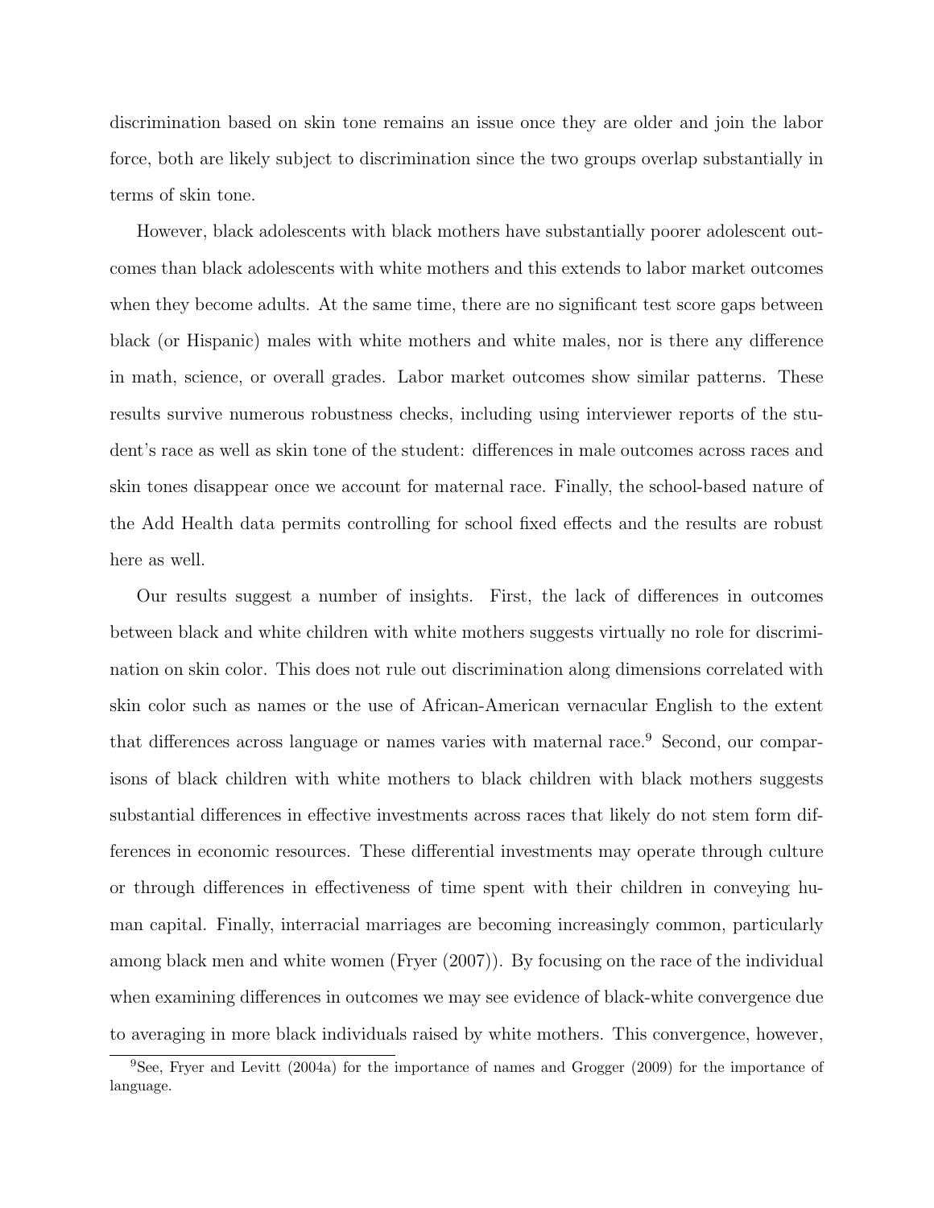discrimination based on skin tone remains an issue once they are older and join the labor force, both are likely subject to discrimination since the two groups overlap substantially in terms of skin tone.

However, black adolescents with black mothers have substantially poorer adolescent outcomes than black adolescents with white mothers and this extends to labor market outcomes when they become adults. At the same time, there are no significant test score gaps between black (or Hispanic) males with white mothers and white males, nor is there any difference in math, science, or overall grades. Labor market outcomes show similar patterns. These results survive numerous robustness checks, including using interviewer reports of the student's race as well as skin tone of the student: differences in male outcomes across races and skin tones disappear once we account for maternal race. Finally, the school-based nature of the Add Health data permits controlling for school fixed effects and the results are robust here as well.

Our results suggest a number of insights. First, the lack of differences in outcomes between black and white children with white mothers suggests virtually no role for discrimination on skin color. This does not rule out discrimination along dimensions correlated with skin color such as names or the use of African-American vernacular English to the extent that differences across language or names varies with maternal race.[9] Second, our comparisons of black children with white mothers to black children with black mothers suggests substantial differences in effective investments across races that likely do not stem form differences in economic resources. These differential investments may operate through culture or through differences in effectiveness of time spent with their children in conveying human capital. Finally, interracial marriages are becoming increasingly common, particularly among black men and white women (Fryer (2007)). By focusing on the race of the individual when examining differences in outcomes we may see evidence of black-white convergence due to averaging in more black individuals raised by white mothers. This convergence, however,

[9] See, Fryer and Levitt (2004a) for the importance of names and Grogger (2009) for the importance of language.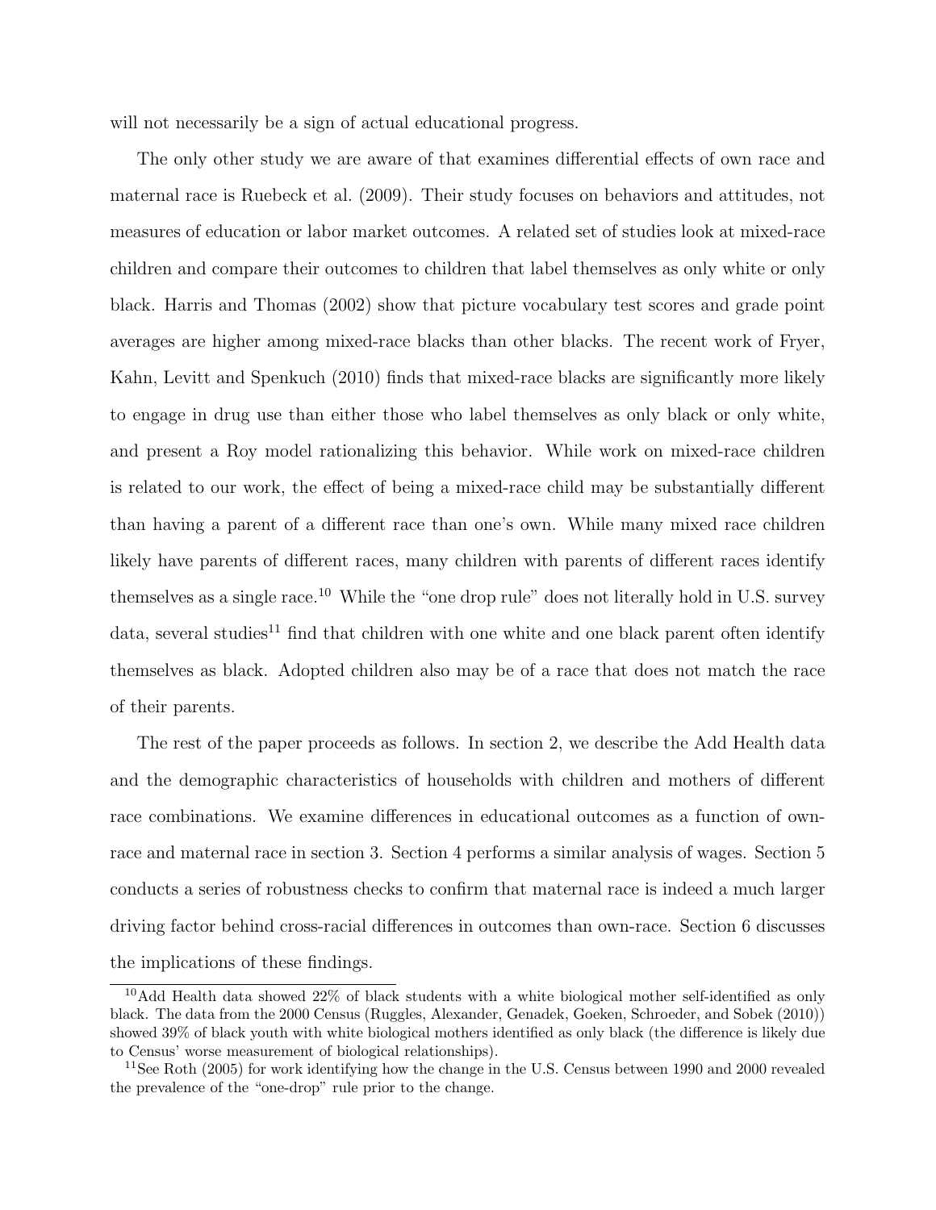will not necessarily be a sign of actual educational progress.

The only other study we are aware of that examines differential effects of own race and maternal race is Ruebeck et al. (2009). Their study focuses on behaviors and attitudes, not measures of education or labor market outcomes. A related set of studies look at mixed-race children and compare their outcomes to children that label themselves as only white or only black. Harris and Thomas (2002) show that picture vocabulary test scores and grade point averages are higher among mixed-race blacks than other blacks. The recent work of Fryer, Kahn, Levitt and Spenkuch (2010) finds that mixed-race blacks are significantly more likely to engage in drug use than either those who label themselves as only black or only white, and present a Roy model rationalizing this behavior. While work on mixed-race children is related to our work, the effect of being a mixed-race child may be substantially different than having a parent of a different race than one's own. While many mixed race children likely have parents of different races, many children with parents of different races identify themselves as a single race.[10] While the "one drop rule" does not literally hold in U.S. survey data, several studies[11] find that children with one white and one black parent often identify themselves as black. Adopted children also may be of a race that does not match the race of their parents.

The rest of the paper proceeds as follows. In section 2, we describe the Add Health data and the demographic characteristics of households with children and mothers of different race combinations. We examine differences in educational outcomes as a function of own-race and maternal race in section 3. Section 4 performs a similar analysis of wages. Section 5 conducts a series of robustness checks to confirm that maternal race is indeed a much larger driving factor behind cross-racial differences in outcomes than own-race. Section 6 discusses the implications of these findings.

[10] Add Health data showed 22% of black students with a white biological mother self-identified as only black. The data from the 2000 Census (Ruggles, Alexander, Genadek, Goeken, Schroeder, and Sobek (2010)) showed 39% of black youth with white biological mothers identified as only black (the difference is likely due to Census' worse measurement of biological relationships).

[11] See Roth (2005) for work identifying how the change in the U.S. Census between 1990 and 2000 revealed the prevalence of the "one-drop" rule prior to the change.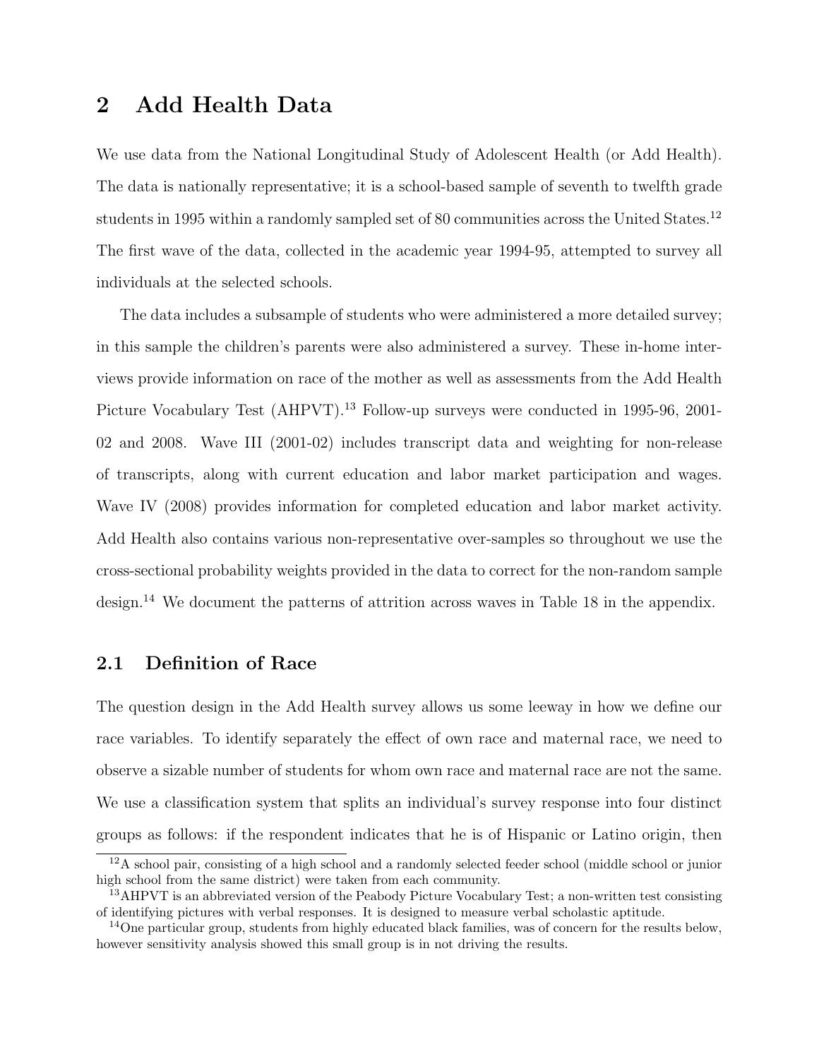# 2 Add Health Data

We use data from the National Longitudinal Study of Adolescent Health (or Add Health). The data is nationally representative; it is a school-based sample of seventh to twelfth grade students in 1995 within a randomly sampled set of 80 communities across the United States.[12] The first wave of the data, collected in the academic year 1994-95, attempted to survey all individuals at the selected schools.

The data includes a subsample of students who were administered a more detailed survey; in this sample the children's parents were also administered a survey. These in-home interviews provide information on race of the mother as well as assessments from the Add Health Picture Vocabulary Test (AHPVT).[13] Follow-up surveys were conducted in 1995-96, 2001-02 and 2008. Wave III (2001-02) includes transcript data and weighting for non-release of transcripts, along with current education and labor market participation and wages. Wave IV (2008) provides information for completed education and labor market activity. Add Health also contains various non-representative over-samples so throughout we use the cross-sectional probability weights provided in the data to correct for the non-random sample design.[14] We document the patterns of attrition across waves in Table 18 in the appendix.

## 2.1 Definition of Race

The question design in the Add Health survey allows us some leeway in how we define our race variables. To identify separately the effect of own race and maternal race, we need to observe a sizable number of students for whom own race and maternal race are not the same. We use a classification system that splits an individual's survey response into four distinct groups as follows: if the respondent indicates that he is of Hispanic or Latino origin, then

[12] A school pair, consisting of a high school and a randomly selected feeder school (middle school or junior high school from the same district) were taken from each community.

[13] AHPVT is an abbreviated version of the Peabody Picture Vocabulary Test; a non-written test consisting of identifying pictures with verbal responses. It is designed to measure verbal scholastic aptitude.

[14] One particular group, students from highly educated black families, was of concern for the results below, however sensitivity analysis showed this small group is in not driving the results.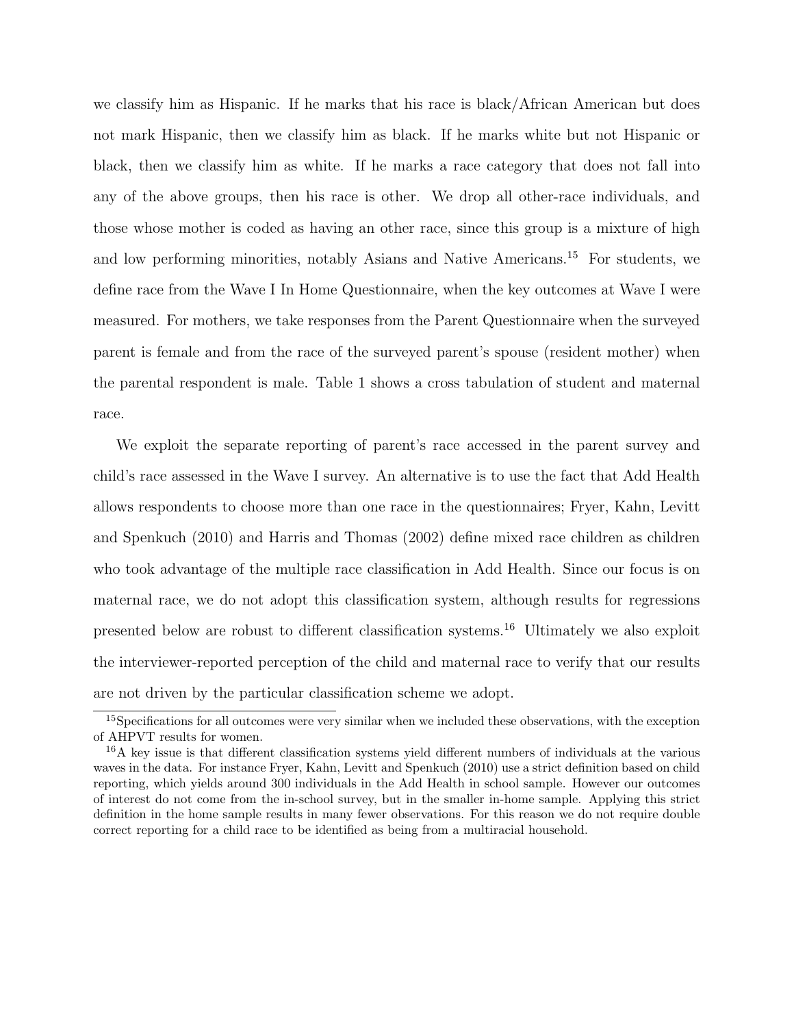we classify him as Hispanic. If he marks that his race is black/African American but does not mark Hispanic, then we classify him as black. If he marks white but not Hispanic or black, then we classify him as white. If he marks a race category that does not fall into any of the above groups, then his race is other. We drop all other-race individuals, and those whose mother is coded as having an other race, since this group is a mixture of high and low performing minorities, notably Asians and Native Americans.[15] For students, we define race from the Wave I In Home Questionnaire, when the key outcomes at Wave I were measured. For mothers, we take responses from the Parent Questionnaire when the surveyed parent is female and from the race of the surveyed parent's spouse (resident mother) when the parental respondent is male. Table 1 shows a cross tabulation of student and maternal race.

We exploit the separate reporting of parent's race accessed in the parent survey and child's race assessed in the Wave I survey. An alternative is to use the fact that Add Health allows respondents to choose more than one race in the questionnaires; Fryer, Kahn, Levitt and Spenkuch (2010) and Harris and Thomas (2002) define mixed race children as children who took advantage of the multiple race classification in Add Health. Since our focus is on maternal race, we do not adopt this classification system, although results for regressions presented below are robust to different classification systems.[16] Ultimately we also exploit the interviewer-reported perception of the child and maternal race to verify that our results are not driven by the particular classification scheme we adopt.

[15] Specifications for all outcomes were very similar when we included these observations, with the exception of AHPVT results for women.

[16] A key issue is that different classification systems yield different numbers of individuals at the various waves in the data. For instance Fryer, Kahn, Levitt and Spenkuch (2010) use a strict definition based on child reporting, which yields around 300 individuals in the Add Health in school sample. However our outcomes of interest do not come from the in-school survey, but in the smaller in-home sample. Applying this strict definition in the home sample results in many fewer observations. For this reason we do not require double correct reporting for a child race to be identified as being from a multiracial household.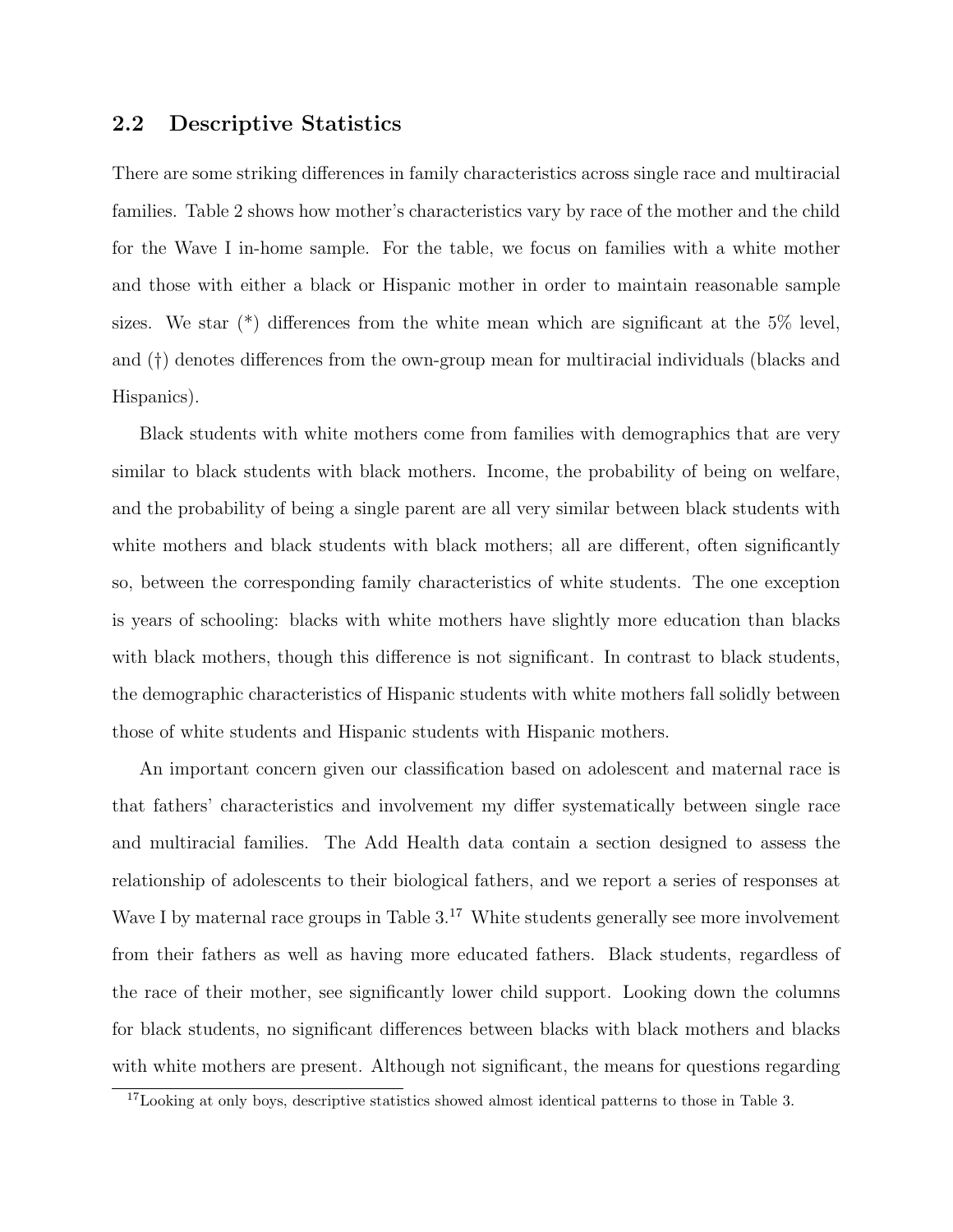## 2.2 Descriptive Statistics

There are some striking differences in family characteristics across single race and multiracial families. Table 2 shows how mother's characteristics vary by race of the mother and the child for the Wave I in-home sample. For the table, we focus on families with a white mother and those with either a black or Hispanic mother in order to maintain reasonable sample sizes. We star (*) differences from the white mean which are significant at the 5% level, and (†) denotes differences from the own-group mean for multiracial individuals (blacks and Hispanics).

Black students with white mothers come from families with demographics that are very similar to black students with black mothers. Income, the probability of being on welfare, and the probability of being a single parent are all very similar between black students with white mothers and black students with black mothers; all are different, often significantly so, between the corresponding family characteristics of white students. The one exception is years of schooling: blacks with white mothers have slightly more education than blacks with black mothers, though this difference is not significant. In contrast to black students, the demographic characteristics of Hispanic students with white mothers fall solidly between those of white students and Hispanic students with Hispanic mothers.

An important concern given our classification based on adolescent and maternal race is that fathers' characteristics and involvement my differ systematically between single race and multiracial families. The Add Health data contain a section designed to assess the relationship of adolescents to their biological fathers, and we report a series of responses at Wave I by maternal race groups in Table 3.[17] White students generally see more involvement from their fathers as well as having more educated fathers. Black students, regardless of the race of their mother, see significantly lower child support. Looking down the columns for black students, no significant differences between blacks with black mothers and blacks with white mothers are present. Although not significant, the means for questions regarding

[17] Looking at only boys, descriptive statistics showed almost identical patterns to those in Table 3.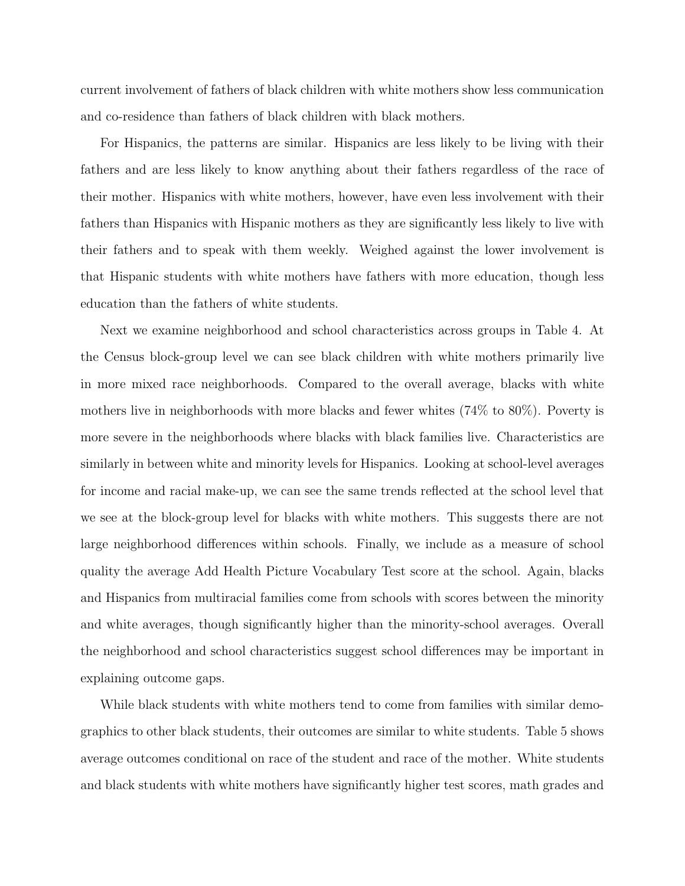current involvement of fathers of black children with white mothers show less communication and co-residence than fathers of black children with black mothers.

For Hispanics, the patterns are similar. Hispanics are less likely to be living with their fathers and are less likely to know anything about their fathers regardless of the race of their mother. Hispanics with white mothers, however, have even less involvement with their fathers than Hispanics with Hispanic mothers as they are significantly less likely to live with their fathers and to speak with them weekly. Weighed against the lower involvement is that Hispanic students with white mothers have fathers with more education, though less education than the fathers of white students.

Next we examine neighborhood and school characteristics across groups in Table 4. At the Census block-group level we can see black children with white mothers primarily live in more mixed race neighborhoods. Compared to the overall average, blacks with white mothers live in neighborhoods with more blacks and fewer whites (74% to 80%). Poverty is more severe in the neighborhoods where blacks with black families live. Characteristics are similarly in between white and minority levels for Hispanics. Looking at school-level averages for income and racial make-up, we can see the same trends reflected at the school level that we see at the block-group level for blacks with white mothers. This suggests there are not large neighborhood differences within schools. Finally, we include as a measure of school quality the average Add Health Picture Vocabulary Test score at the school. Again, blacks and Hispanics from multiracial families come from schools with scores between the minority and white averages, though significantly higher than the minority-school averages. Overall the neighborhood and school characteristics suggest school differences may be important in explaining outcome gaps.

While black students with white mothers tend to come from families with similar demographics to other black students, their outcomes are similar to white students. Table 5 shows average outcomes conditional on race of the student and race of the mother. White students and black students with white mothers have significantly higher test scores, math grades and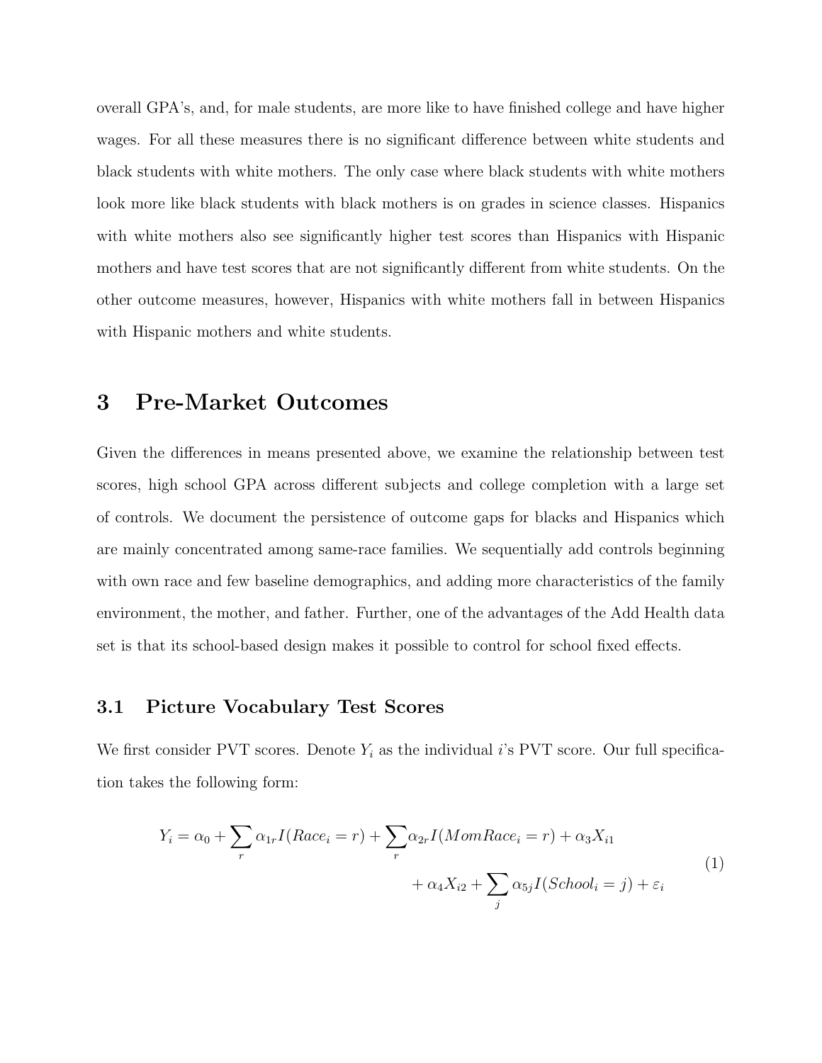overall GPA's, and, for male students, are more like to have finished college and have higher wages. For all these measures there is no significant difference between white students and black students with white mothers. The only case where black students with white mothers look more like black students with black mothers is on grades in science classes. Hispanics with white mothers also see significantly higher test scores than Hispanics with Hispanic mothers and have test scores that are not significantly different from white students. On the other outcome measures, however, Hispanics with white mothers fall in between Hispanics with Hispanic mothers and white students.

# 3 Pre-Market Outcomes

Given the differences in means presented above, we examine the relationship between test scores, high school GPA across different subjects and college completion with a large set of controls. We document the persistence of outcome gaps for blacks and Hispanics which are mainly concentrated among same-race families. We sequentially add controls beginning with own race and few baseline demographics, and adding more characteristics of the family environment, the mother, and father. Further, one of the advantages of the Add Health data set is that its school-based design makes it possible to control for school fixed effects.

## 3.1 Picture Vocabulary Test Scores

We first consider PVT scores. Denote $Y_i$ as the individual $i$'s PVT score. Our full specification takes the following form:

$$
\begin{aligned}
Y_i = \alpha_0 + \sum_r \alpha_{1r} I(Race_i = r) + \sum_r \alpha_{2r} I(MomRace_i = r) + \alpha_3 X_{i1} \\
+ \alpha_4 X_{i2} + \sum_j \alpha_{5j} I(School_i = j) + \varepsilon_i
\end{aligned}
\tag{1}
$$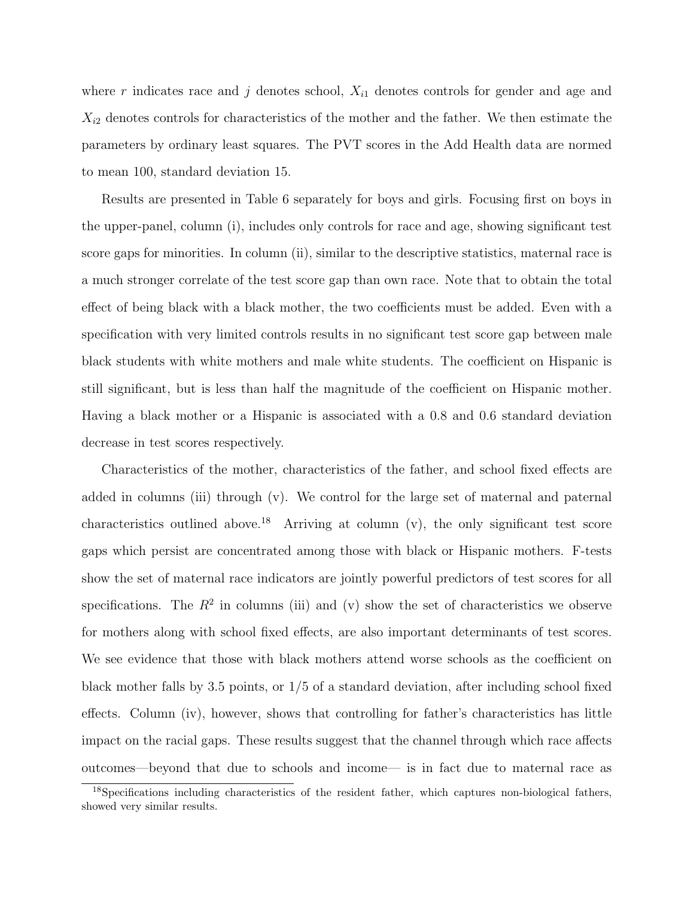where $r$ indicates race and $j$ denotes school, $X_{i1}$ denotes controls for gender and age and $X_{i2}$ denotes controls for characteristics of the mother and the father. We then estimate the parameters by ordinary least squares. The PVT scores in the Add Health data are normed to mean 100, standard deviation 15.

Results are presented in Table 6 separately for boys and girls. Focusing first on boys in the upper-panel, column (i), includes only controls for race and age, showing significant test score gaps for minorities. In column (ii), similar to the descriptive statistics, maternal race is a much stronger correlate of the test score gap than own race. Note that to obtain the total effect of being black with a black mother, the two coefficients must be added. Even with a specification with very limited controls results in no significant test score gap between male black students with white mothers and male white students. The coefficient on Hispanic is still significant, but is less than half the magnitude of the coefficient on Hispanic mother. Having a black mother or a Hispanic is associated with a 0.8 and 0.6 standard deviation decrease in test scores respectively.

Characteristics of the mother, characteristics of the father, and school fixed effects are added in columns (iii) through (v). We control for the large set of maternal and paternal characteristics outlined above.[18] Arriving at column (v), the only significant test score gaps which persist are concentrated among those with black or Hispanic mothers. F-tests show the set of maternal race indicators are jointly powerful predictors of test scores for all specifications. The $R^2$ in columns (iii) and (v) show the set of characteristics we observe for mothers along with school fixed effects, are also important determinants of test scores. We see evidence that those with black mothers attend worse schools as the coefficient on black mother falls by 3.5 points, or 1/5 of a standard deviation, after including school fixed effects. Column (iv), however, shows that controlling for father's characteristics has little impact on the racial gaps. These results suggest that the channel through which race affects outcomes—beyond that due to schools and income— is in fact due to maternal race as

[18] Specifications including characteristics of the resident father, which captures non-biological fathers, showed very similar results.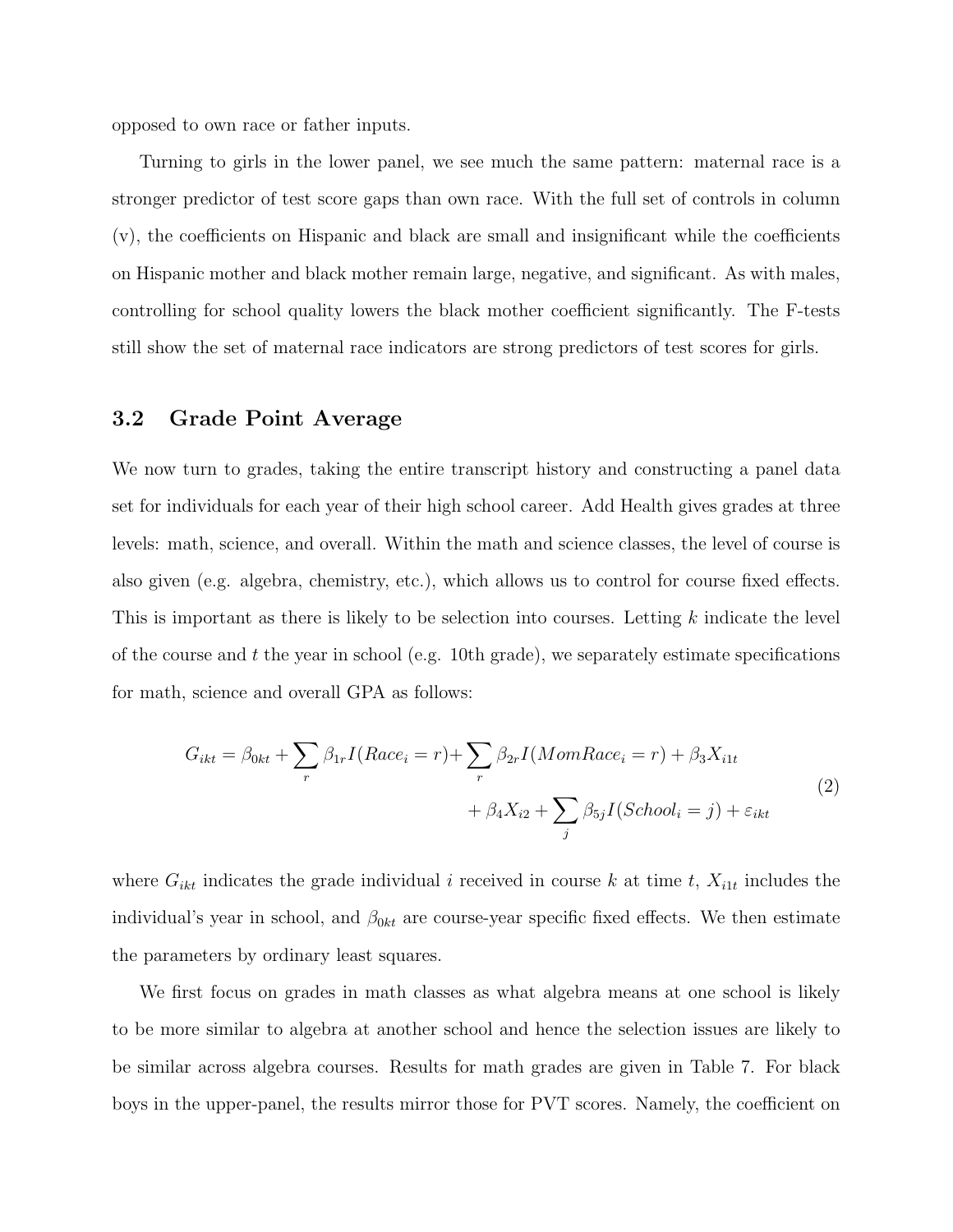opposed to own race or father inputs.

Turning to girls in the lower panel, we see much the same pattern: maternal race is a stronger predictor of test score gaps than own race. With the full set of controls in column (v), the coefficients on Hispanic and black are small and insignificant while the coefficients on Hispanic mother and black mother remain large, negative, and significant. As with males, controlling for school quality lowers the black mother coefficient significantly. The F-tests still show the set of maternal race indicators are strong predictors of test scores for girls.

## 3.2 Grade Point Average

We now turn to grades, taking the entire transcript history and constructing a panel data set for individuals for each year of their high school career. Add Health gives grades at three levels: math, science, and overall. Within the math and science classes, the level of course is also given (e.g. algebra, chemistry, etc.), which allows us to control for course fixed effects. This is important as there is likely to be selection into courses. Letting $k$ indicate the level of the course and $t$ the year in school (e.g. 10th grade), we separately estimate specifications for math, science and overall GPA as follows:

$$
\begin{aligned}
G_{ikt} = \beta_{0kt} + \sum_r \beta_{1r} I(Race_i = r) + \sum_r \beta_{2r} I(MomRace_i = r) + \beta_3 X_{i1t} \\
+ \beta_4 X_{i2} + \sum_j \beta_{5j} I(School_i = j) + \varepsilon_{ikt}
\end{aligned}
\tag{2}
$$

where $G_{ikt}$ indicates the grade individual $i$ received in course $k$ at time $t$, $X_{i1t}$ includes the individual's year in school, and $\beta_{0kt}$ are course-year specific fixed effects. We then estimate the parameters by ordinary least squares.

We first focus on grades in math classes as what algebra means at one school is likely to be more similar to algebra at another school and hence the selection issues are likely to be similar across algebra courses. Results for math grades are given in Table 7. For black boys in the upper-panel, the results mirror those for PVT scores. Namely, the coefficient on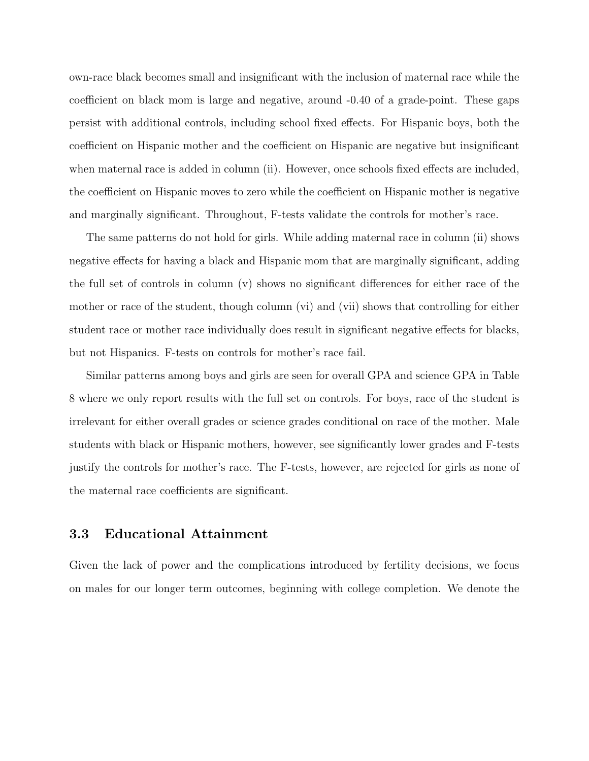own-race black becomes small and insignificant with the inclusion of maternal race while the coefficient on black mom is large and negative, around -0.40 of a grade-point. These gaps persist with additional controls, including school fixed effects. For Hispanic boys, both the coefficient on Hispanic mother and the coefficient on Hispanic are negative but insignificant when maternal race is added in column (ii). However, once schools fixed effects are included, the coefficient on Hispanic moves to zero while the coefficient on Hispanic mother is negative and marginally significant. Throughout, F-tests validate the controls for mother's race.

The same patterns do not hold for girls. While adding maternal race in column (ii) shows negative effects for having a black and Hispanic mom that are marginally significant, adding the full set of controls in column (v) shows no significant differences for either race of the mother or race of the student, though column (vi) and (vii) shows that controlling for either student race or mother race individually does result in significant negative effects for blacks, but not Hispanics. F-tests on controls for mother's race fail.

Similar patterns among boys and girls are seen for overall GPA and science GPA in Table 8 where we only report results with the full set on controls. For boys, race of the student is irrelevant for either overall grades or science grades conditional on race of the mother. Male students with black or Hispanic mothers, however, see significantly lower grades and F-tests justify the controls for mother's race. The F-tests, however, are rejected for girls as none of the maternal race coefficients are significant.

### 3.3 Educational Attainment

Given the lack of power and the complications introduced by fertility decisions, we focus on males for our longer term outcomes, beginning with college completion. We denote the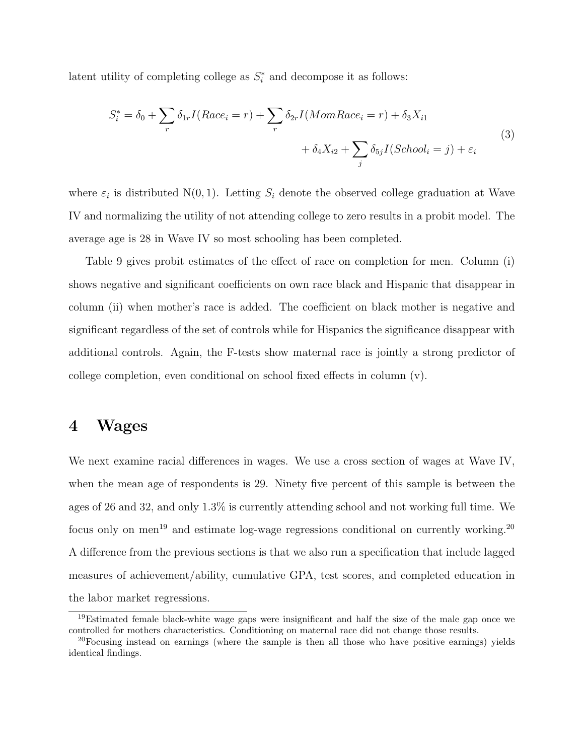latent utility of completing college as $S_i^*$ and decompose it as follows:

$$S_i^* = \delta_0 + \sum_r \delta_{1r} I(Race_i = r) + \sum_r \delta_{2r} I(MomRace_i = r) + \delta_3 X_{i1} + \delta_4 X_{i2} + \sum_j \delta_{5j} I(School_i = j) + \varepsilon_i \tag{3}$$

where $\varepsilon_i$ is distributed N(0, 1). Letting $S_i$ denote the observed college graduation at Wave IV and normalizing the utility of not attending college to zero results in a probit model. The average age is 28 in Wave IV so most schooling has been completed.

Table 9 gives probit estimates of the effect of race on completion for men. Column (i) shows negative and significant coefficients on own race black and Hispanic that disappear in column (ii) when mother's race is added. The coefficient on black mother is negative and significant regardless of the set of controls while for Hispanics the significance disappear with additional controls. Again, the F-tests show maternal race is jointly a strong predictor of college completion, even conditional on school fixed effects in column (v).

# 4 Wages

We next examine racial differences in wages. We use a cross section of wages at Wave IV, when the mean age of respondents is 29. Ninety five percent of this sample is between the ages of 26 and 32, and only 1.3% is currently attending school and not working full time. We focus only on men[19] and estimate log-wage regressions conditional on currently working.[20] A difference from the previous sections is that we also run a specification that include lagged measures of achievement/ability, cumulative GPA, test scores, and completed education in the labor market regressions.

[19] Estimated female black-white wage gaps were insignificant and half the size of the male gap once we controlled for mothers characteristics. Conditioning on maternal race did not change those results.

[20] Focusing instead on earnings (where the sample is then all those who have positive earnings) yields identical findings.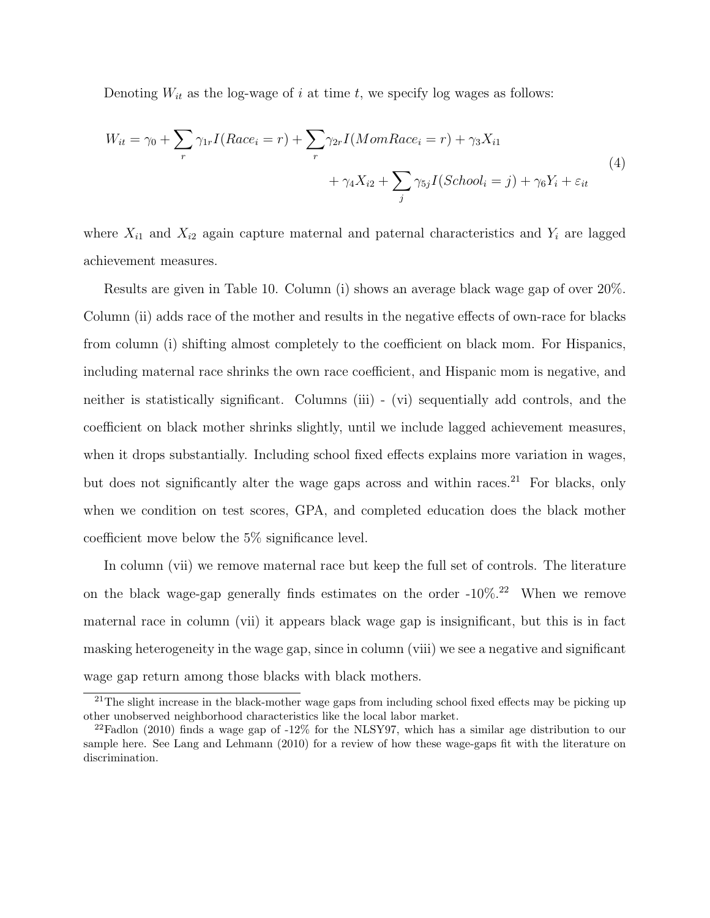Denoting $W_{it}$ as the log-wage of $i$ at time $t$, we specify log wages as follows:

$$W_{it} = \gamma_0 + \sum_r \gamma_{1r} I(Race_i = r) + \sum_r \gamma_{2r} I(MomRace_i = r) + \gamma_3 X_{i1} + \gamma_4 X_{i2} + \sum_j \gamma_{5j} I(School_i = j) + \gamma_6 Y_i + \varepsilon_{it} \tag{4}$$

where $X_{i1}$ and $X_{i2}$ again capture maternal and paternal characteristics and $Y_i$ are lagged achievement measures.

Results are given in Table 10. Column (i) shows an average black wage gap of over 20%. Column (ii) adds race of the mother and results in the negative effects of own-race for blacks from column (i) shifting almost completely to the coefficient on black mom. For Hispanics, including maternal race shrinks the own race coefficient, and Hispanic mom is negative, and neither is statistically significant. Columns (iii) - (vi) sequentially add controls, and the coefficient on black mother shrinks slightly, until we include lagged achievement measures, when it drops substantially. Including school fixed effects explains more variation in wages, but does not significantly alter the wage gaps across and within races.[21] For blacks, only when we condition on test scores, GPA, and completed education does the black mother coefficient move below the 5% significance level.

In column (vii) we remove maternal race but keep the full set of controls. The literature on the black wage-gap generally finds estimates on the order -10%.[22] When we remove maternal race in column (vii) it appears black wage gap is insignificant, but this is in fact masking heterogeneity in the wage gap, since in column (viii) we see a negative and significant wage gap return among those blacks with black mothers.

[21] The slight increase in the black-mother wage gaps from including school fixed effects may be picking up other unobserved neighborhood characteristics like the local labor market.

[22] Fadlon (2010) finds a wage gap of -12% for the NLSY97, which has a similar age distribution to our sample here. See Lang and Lehmann (2010) for a review of how these wage-gaps fit with the literature on discrimination.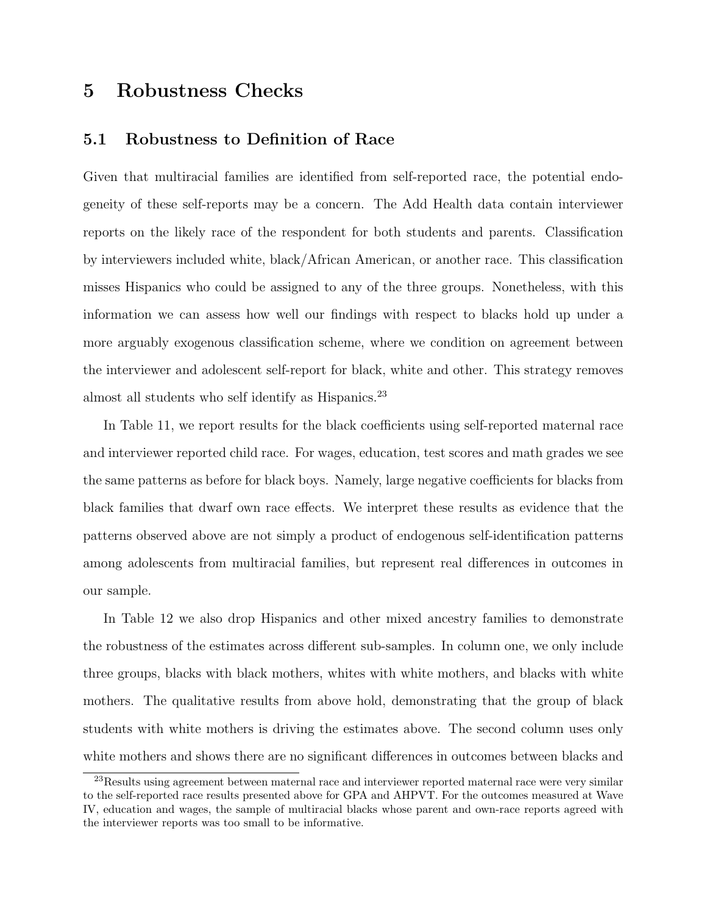# 5 Robustness Checks

## 5.1 Robustness to Definition of Race

Given that multiracial families are identified from self-reported race, the potential endogeneity of these self-reports may be a concern. The Add Health data contain interviewer reports on the likely race of the respondent for both students and parents. Classification by interviewers included white, black/African American, or another race. This classification misses Hispanics who could be assigned to any of the three groups. Nonetheless, with this information we can assess how well our findings with respect to blacks hold up under a more arguably exogenous classification scheme, where we condition on agreement between the interviewer and adolescent self-report for black, white and other. This strategy removes almost all students who self identify as Hispanics.[23]

In Table 11, we report results for the black coefficients using self-reported maternal race and interviewer reported child race. For wages, education, test scores and math grades we see the same patterns as before for black boys. Namely, large negative coefficients for blacks from black families that dwarf own race effects. We interpret these results as evidence that the patterns observed above are not simply a product of endogenous self-identification patterns among adolescents from multiracial families, but represent real differences in outcomes in our sample.

In Table 12 we also drop Hispanics and other mixed ancestry families to demonstrate the robustness of the estimates across different sub-samples. In column one, we only include three groups, blacks with black mothers, whites with white mothers, and blacks with white mothers. The qualitative results from above hold, demonstrating that the group of black students with white mothers is driving the estimates above. The second column uses only white mothers and shows there are no significant differences in outcomes between blacks and

[23]Results using agreement between maternal race and interviewer reported maternal race were very similar to the self-reported race results presented above for GPA and AHPVT. For the outcomes measured at Wave IV, education and wages, the sample of multiracial blacks whose parent and own-race reports agreed with the interviewer reports was too small to be informative.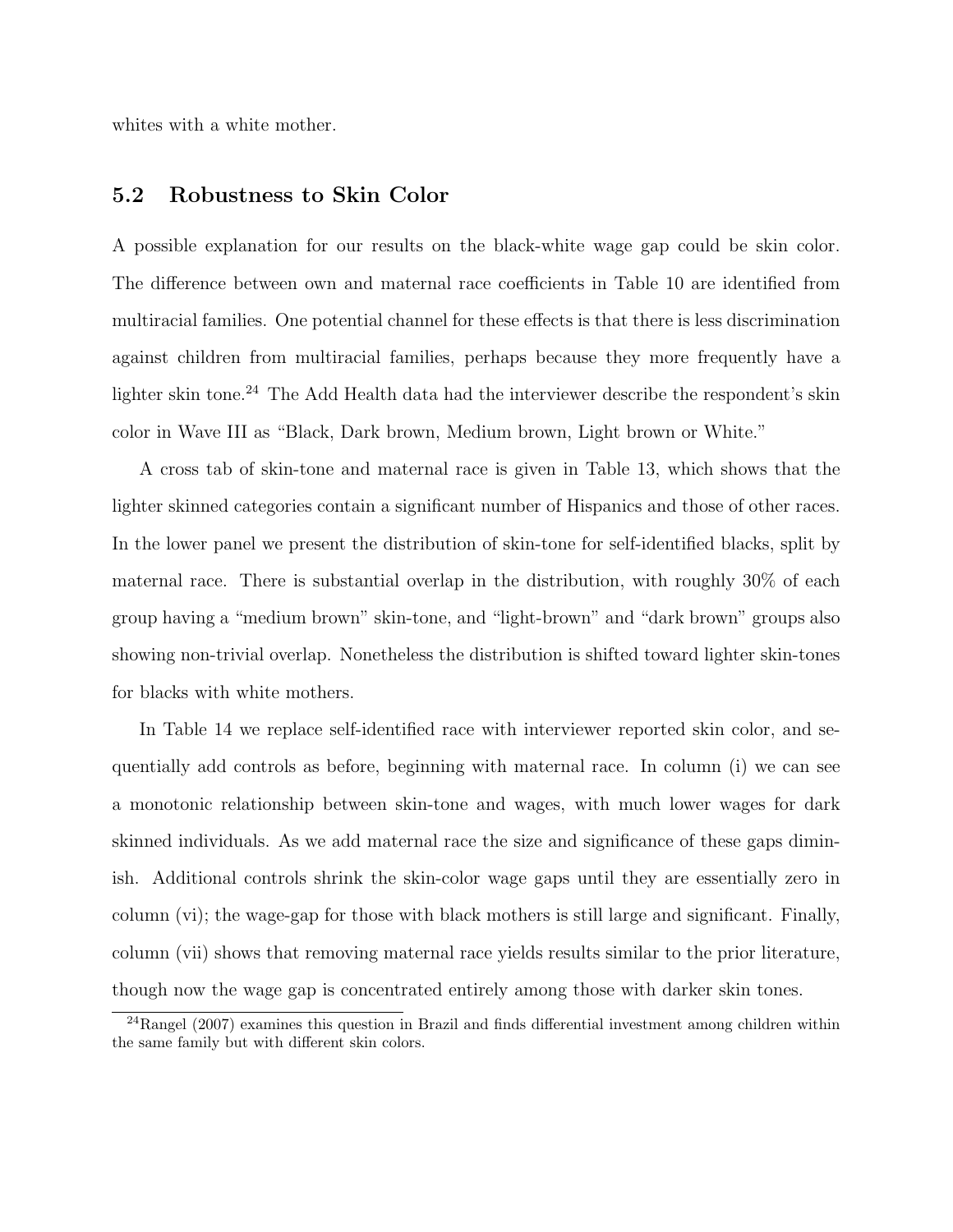whites with a white mother.

## 5.2 Robustness to Skin Color

A possible explanation for our results on the black-white wage gap could be skin color. The difference between own and maternal race coefficients in Table 10 are identified from multiracial families. One potential channel for these effects is that there is less discrimination against children from multiracial families, perhaps because they more frequently have a lighter skin tone.[24] The Add Health data had the interviewer describe the respondent's skin color in Wave III as "Black, Dark brown, Medium brown, Light brown or White."

A cross tab of skin-tone and maternal race is given in Table 13, which shows that the lighter skinned categories contain a significant number of Hispanics and those of other races. In the lower panel we present the distribution of skin-tone for self-identified blacks, split by maternal race. There is substantial overlap in the distribution, with roughly 30% of each group having a "medium brown" skin-tone, and "light-brown" and "dark brown" groups also showing non-trivial overlap. Nonetheless the distribution is shifted toward lighter skin-tones for blacks with white mothers.

In Table 14 we replace self-identified race with interviewer reported skin color, and sequentially add controls as before, beginning with maternal race. In column (i) we can see a monotonic relationship between skin-tone and wages, with much lower wages for dark skinned individuals. As we add maternal race the size and significance of these gaps diminish. Additional controls shrink the skin-color wage gaps until they are essentially zero in column (vi); the wage-gap for those with black mothers is still large and significant. Finally, column (vii) shows that removing maternal race yields results similar to the prior literature, though now the wage gap is concentrated entirely among those with darker skin tones.

[24] Rangel (2007) examines this question in Brazil and finds differential investment among children within the same family but with different skin colors.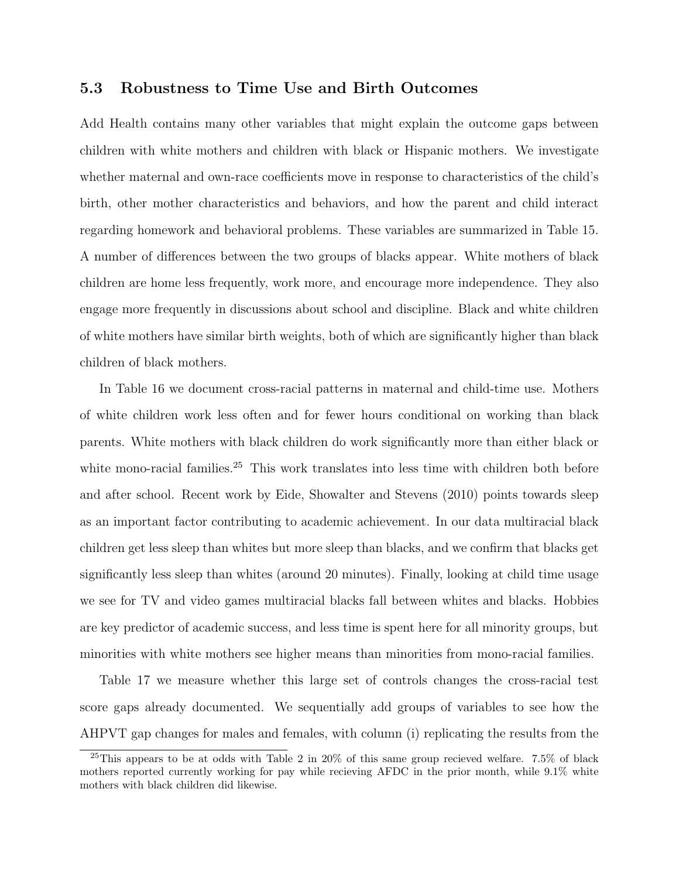### 5.3 Robustness to Time Use and Birth Outcomes

Add Health contains many other variables that might explain the outcome gaps between children with white mothers and children with black or Hispanic mothers. We investigate whether maternal and own-race coefficients move in response to characteristics of the child's birth, other mother characteristics and behaviors, and how the parent and child interact regarding homework and behavioral problems. These variables are summarized in Table 15. A number of differences between the two groups of blacks appear. White mothers of black children are home less frequently, work more, and encourage more independence. They also engage more frequently in discussions about school and discipline. Black and white children of white mothers have similar birth weights, both of which are significantly higher than black children of black mothers.

In Table 16 we document cross-racial patterns in maternal and child-time use. Mothers of white children work less often and for fewer hours conditional on working than black parents. White mothers with black children do work significantly more than either black or white mono-racial families.[25] This work translates into less time with children both before and after school. Recent work by Eide, Showalter and Stevens (2010) points towards sleep as an important factor contributing to academic achievement. In our data multiracial black children get less sleep than whites but more sleep than blacks, and we confirm that blacks get significantly less sleep than whites (around 20 minutes). Finally, looking at child time usage we see for TV and video games multiracial blacks fall between whites and blacks. Hobbies are key predictor of academic success, and less time is spent here for all minority groups, but minorities with white mothers see higher means than minorities from mono-racial families.

Table 17 we measure whether this large set of controls changes the cross-racial test score gaps already documented. We sequentially add groups of variables to see how the AHPVT gap changes for males and females, with column (i) replicating the results from the

[25] This appears to be at odds with Table 2 in 20% of this same group recieved welfare. 7.5% of black mothers reported currently working for pay while recieving AFDC in the prior month, while 9.1% white mothers with black children did likewise.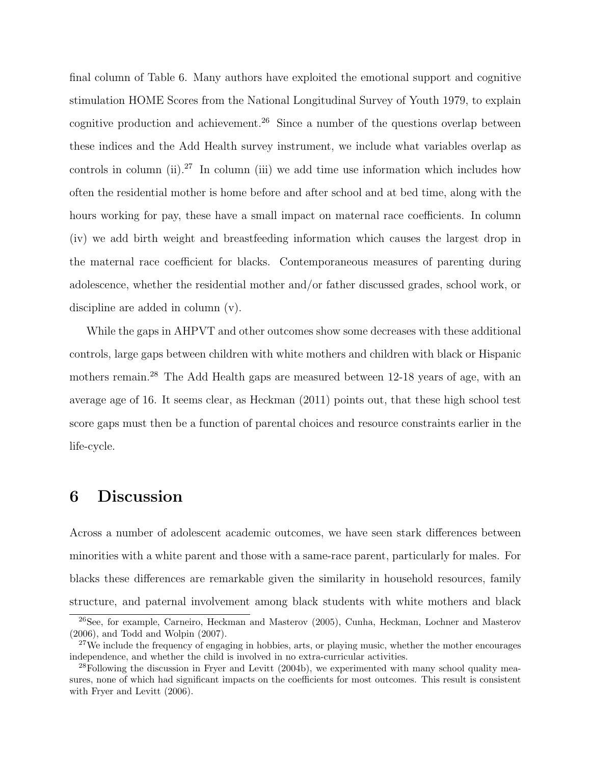final column of Table 6. Many authors have exploited the emotional support and cognitive stimulation HOME Scores from the National Longitudinal Survey of Youth 1979, to explain cognitive production and achievement.[26] Since a number of the questions overlap between these indices and the Add Health survey instrument, we include what variables overlap as controls in column (ii).[27] In column (iii) we add time use information which includes how often the residential mother is home before and after school and at bed time, along with the hours working for pay, these have a small impact on maternal race coefficients. In column (iv) we add birth weight and breastfeeding information which causes the largest drop in the maternal race coefficient for blacks. Contemporaneous measures of parenting during adolescence, whether the residential mother and/or father discussed grades, school work, or discipline are added in column (v).

While the gaps in AHPVT and other outcomes show some decreases with these additional controls, large gaps between children with white mothers and children with black or Hispanic mothers remain.[28] The Add Health gaps are measured between 12-18 years of age, with an average age of 16. It seems clear, as Heckman (2011) points out, that these high school test score gaps must then be a function of parental choices and resource constraints earlier in the life-cycle.

# 6 Discussion

Across a number of adolescent academic outcomes, we have seen stark differences between minorities with a white parent and those with a same-race parent, particularly for males. For blacks these differences are remarkable given the similarity in household resources, family structure, and paternal involvement among black students with white mothers and black

[26] See, for example, Carneiro, Heckman and Masterov (2005), Cunha, Heckman, Lochner and Masterov (2006), and Todd and Wolpin (2007).

[27] We include the frequency of engaging in hobbies, arts, or playing music, whether the mother encourages independence, and whether the child is involved in no extra-curricular activities.

[28] Following the discussion in Fryer and Levitt (2004b), we experimented with many school quality measures, none of which had significant impacts on the coefficients for most outcomes. This result is consistent with Fryer and Levitt (2006).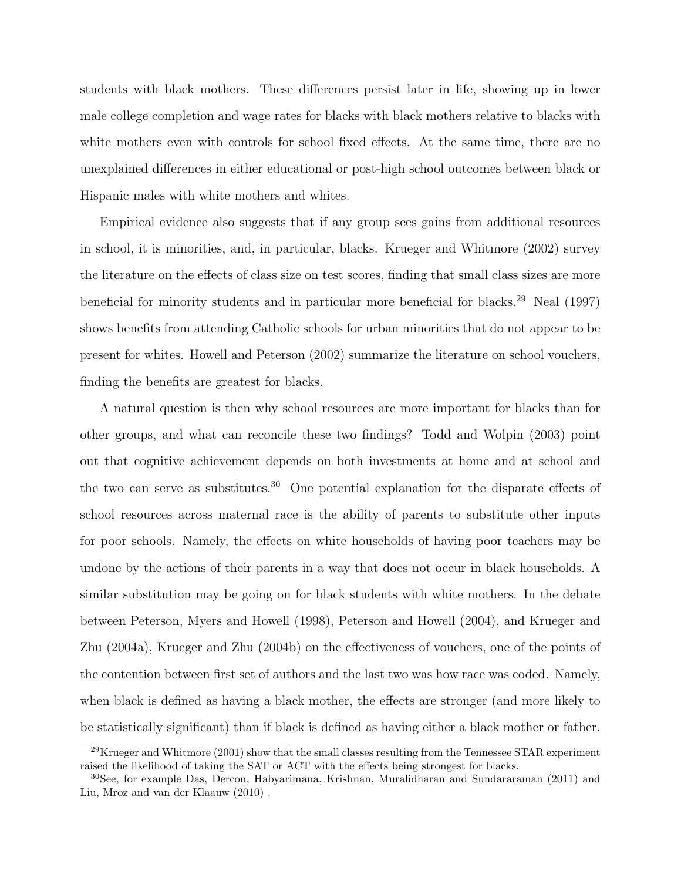students with black mothers. These differences persist later in life, showing up in lower male college completion and wage rates for blacks with black mothers relative to blacks with white mothers even with controls for school fixed effects. At the same time, there are no unexplained differences in either educational or post-high school outcomes between black or Hispanic males with white mothers and whites.

Empirical evidence also suggests that if any group sees gains from additional resources in school, it is minorities, and, in particular, blacks. Krueger and Whitmore (2002) survey the literature on the effects of class size on test scores, finding that small class sizes are more beneficial for minority students and in particular more beneficial for blacks.[29] Neal (1997) shows benefits from attending Catholic schools for urban minorities that do not appear to be present for whites. Howell and Peterson (2002) summarize the literature on school vouchers, finding the benefits are greatest for blacks.

A natural question is then why school resources are more important for blacks than for other groups, and what can reconcile these two findings? Todd and Wolpin (2003) point out that cognitive achievement depends on both investments at home and at school and the two can serve as substitutes.[30] One potential explanation for the disparate effects of school resources across maternal race is the ability of parents to substitute other inputs for poor schools. Namely, the effects on white households of having poor teachers may be undone by the actions of their parents in a way that does not occur in black households. A similar substitution may be going on for black students with white mothers. In the debate between Peterson, Myers and Howell (1998), Peterson and Howell (2004), and Krueger and Zhu (2004a), Krueger and Zhu (2004b) on the effectiveness of vouchers, one of the points of the contention between first set of authors and the last two was how race was coded. Namely, when black is defined as having a black mother, the effects are stronger (and more likely to be statistically significant) than if black is defined as having either a black mother or father.

[29] Krueger and Whitmore (2001) show that the small classes resulting from the Tennessee STAR experiment raised the likelihood of taking the SAT or ACT with the effects being strongest for blacks.

[30] See, for example Das, Dercon, Habyarimana, Krishnan, Muralidharan and Sundararaman (2011) and Liu, Mroz and van der Klaauw (2010) .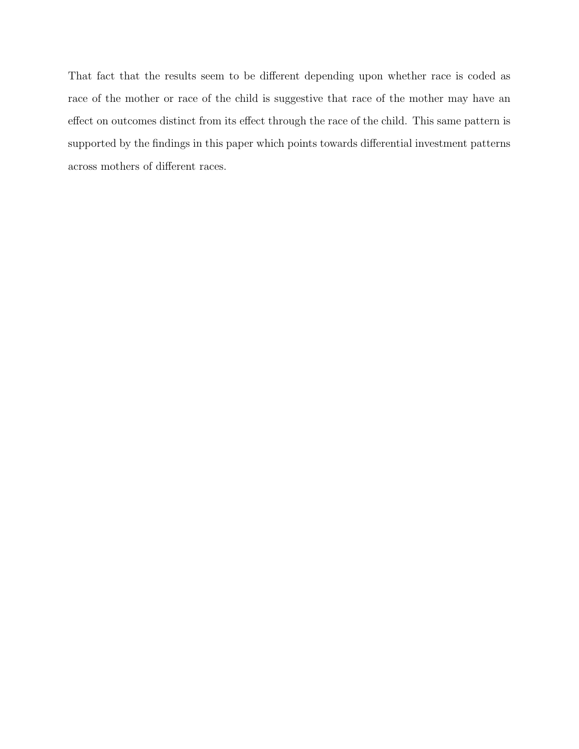That fact that the results seem to be different depending upon whether race is coded as race of the mother or race of the child is suggestive that race of the mother may have an effect on outcomes distinct from its effect through the race of the child. This same pattern is supported by the findings in this paper which points towards differential investment patterns across mothers of different races.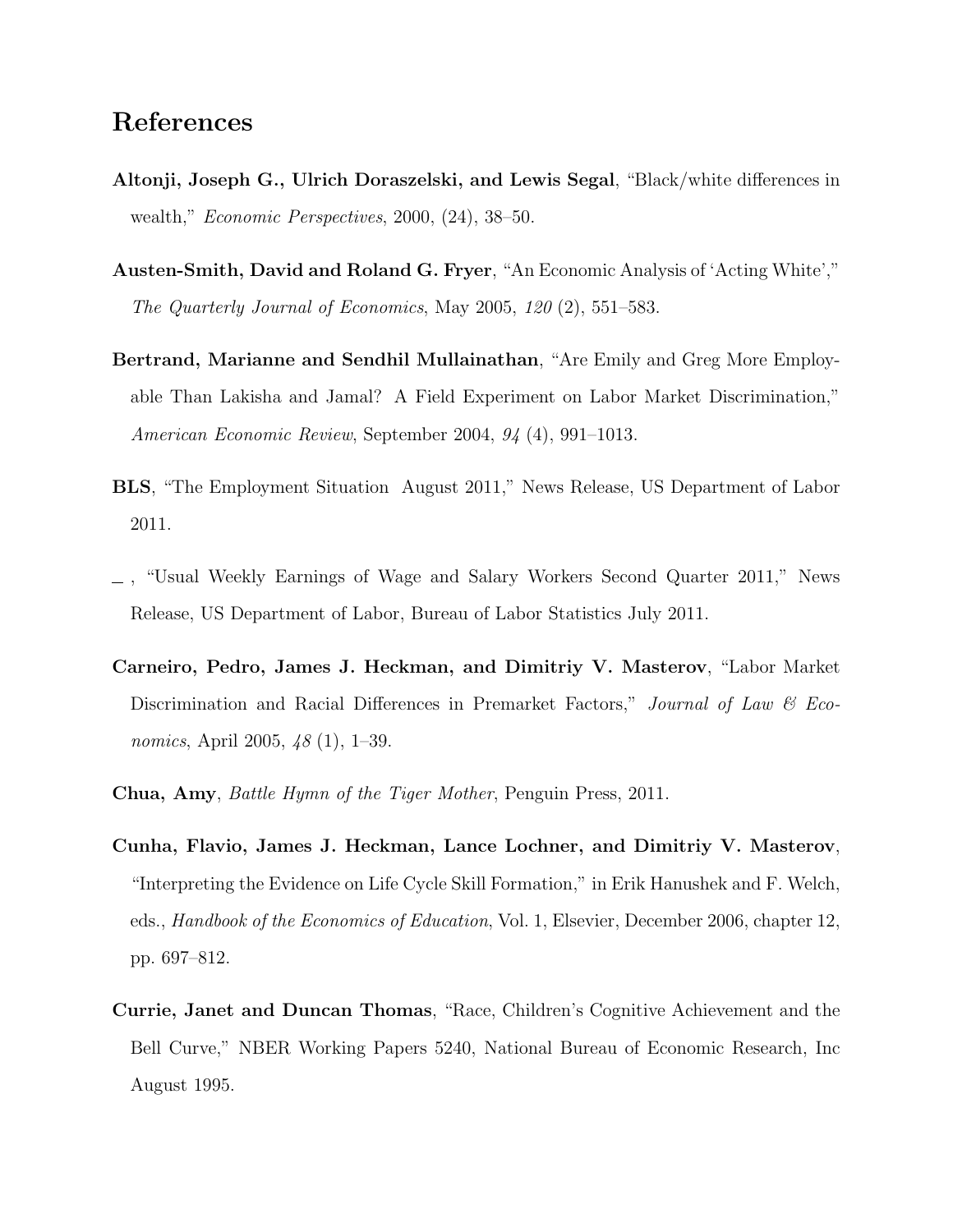# References

**Altonji, Joseph G., Ulrich Doraszelski, and Lewis Segal**, "Black/white differences in wealth," *Economic Perspectives*, 2000, (24), 38–50.

**Austen-Smith, David and Roland G. Fryer**, "An Economic Analysis of 'Acting White'," *The Quarterly Journal of Economics*, May 2005, *120* (2), 551–583.

**Bertrand, Marianne and Sendhil Mullainathan**, "Are Emily and Greg More Employable Than Lakisha and Jamal? A Field Experiment on Labor Market Discrimination," *American Economic Review*, September 2004, *94* (4), 991–1013.

**BLS**, "The Employment Situation August 2011," News Release, US Department of Labor 2011.

_ , "Usual Weekly Earnings of Wage and Salary Workers Second Quarter 2011," News Release, US Department of Labor, Bureau of Labor Statistics July 2011.

**Carneiro, Pedro, James J. Heckman, and Dimitriy V. Masterov**, "Labor Market Discrimination and Racial Differences in Premarket Factors," *Journal of Law & Economics*, April 2005, *48* (1), 1–39.

**Chua, Amy**, *Battle Hymn of the Tiger Mother*, Penguin Press, 2011.

**Cunha, Flavio, James J. Heckman, Lance Lochner, and Dimitriy V. Masterov**, "Interpreting the Evidence on Life Cycle Skill Formation," in Erik Hanushek and F. Welch, eds., *Handbook of the Economics of Education*, Vol. 1, Elsevier, December 2006, chapter 12, pp. 697–812.

**Currie, Janet and Duncan Thomas**, "Race, Children's Cognitive Achievement and the Bell Curve," NBER Working Papers 5240, National Bureau of Economic Research, Inc August 1995.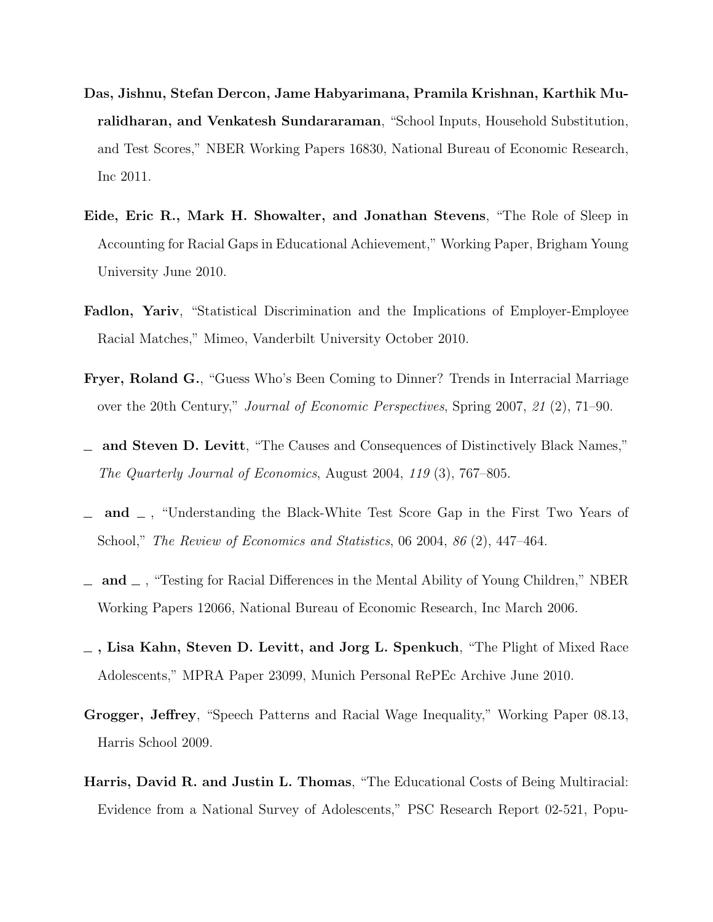**Das, Jishnu, Stefan Dercon, Jame Habyarimana, Pramila Krishnan, Karthik Muralidharan, and Venkatesh Sundararaman**, "School Inputs, Household Substitution, and Test Scores," NBER Working Papers 16830, National Bureau of Economic Research, Inc 2011.

**Eide, Eric R., Mark H. Showalter, and Jonathan Stevens**, "The Role of Sleep in Accounting for Racial Gaps in Educational Achievement," Working Paper, Brigham Young University June 2010.

**Fadlon, Yariv**, "Statistical Discrimination and the Implications of Employer-Employee Racial Matches," Mimeo, Vanderbilt University October 2010.

**Fryer, Roland G.**, "Guess Who's Been Coming to Dinner? Trends in Interracial Marriage over the 20th Century," *Journal of Economic Perspectives*, Spring 2007, *21* (2), 71–90.

_ **and Steven D. Levitt**, "The Causes and Consequences of Distinctively Black Names," *The Quarterly Journal of Economics*, August 2004, *119* (3), 767–805.

_ **and** _ , "Understanding the Black-White Test Score Gap in the First Two Years of School," *The Review of Economics and Statistics*, 06 2004, *86* (2), 447–464.

_ **and** _ , "Testing for Racial Differences in the Mental Ability of Young Children," NBER Working Papers 12066, National Bureau of Economic Research, Inc March 2006.

_ **, Lisa Kahn, Steven D. Levitt, and Jorg L. Spenkuch**, "The Plight of Mixed Race Adolescents," MPRA Paper 23099, Munich Personal RePEc Archive June 2010.

**Grogger, Jeffrey**, "Speech Patterns and Racial Wage Inequality," Working Paper 08.13, Harris School 2009.

**Harris, David R. and Justin L. Thomas**, "The Educational Costs of Being Multiracial: Evidence from a National Survey of Adolescents," PSC Research Report 02-521, Popu-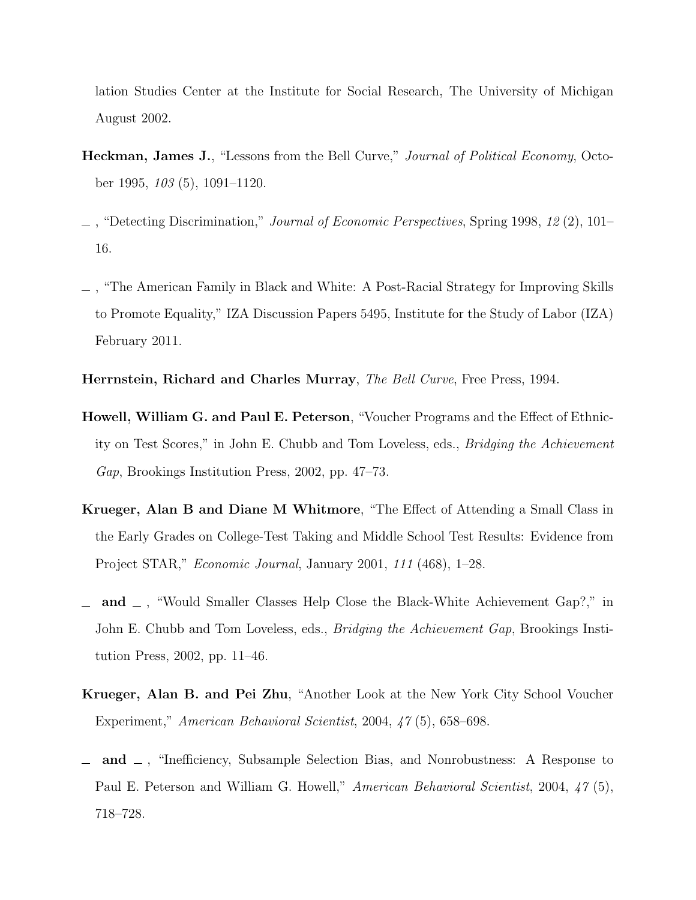lation Studies Center at the Institute for Social Research, The University of Michigan August 2002.

**Heckman, James J.**, "Lessons from the Bell Curve," *Journal of Political Economy*, October 1995, *103* (5), 1091–1120.

_ , "Detecting Discrimination," *Journal of Economic Perspectives*, Spring 1998, *12* (2), 101–16.

_ , "The American Family in Black and White: A Post-Racial Strategy for Improving Skills to Promote Equality," IZA Discussion Papers 5495, Institute for the Study of Labor (IZA) February 2011.

**Herrnstein, Richard and Charles Murray**, *The Bell Curve*, Free Press, 1994.

**Howell, William G. and Paul E. Peterson**, "Voucher Programs and the Effect of Ethnicity on Test Scores," in John E. Chubb and Tom Loveless, eds., *Bridging the Achievement Gap*, Brookings Institution Press, 2002, pp. 47–73.

**Krueger, Alan B and Diane M Whitmore**, "The Effect of Attending a Small Class in the Early Grades on College-Test Taking and Middle School Test Results: Evidence from Project STAR," *Economic Journal*, January 2001, *111* (468), 1–28.

_ **and** _ , "Would Smaller Classes Help Close the Black-White Achievement Gap?," in John E. Chubb and Tom Loveless, eds., *Bridging the Achievement Gap*, Brookings Institution Press, 2002, pp. 11–46.

**Krueger, Alan B. and Pei Zhu**, "Another Look at the New York City School Voucher Experiment," *American Behavioral Scientist*, 2004, *47* (5), 658–698.

_ **and** _ , "Inefficiency, Subsample Selection Bias, and Nonrobustness: A Response to Paul E. Peterson and William G. Howell," *American Behavioral Scientist*, 2004, *47* (5), 718–728.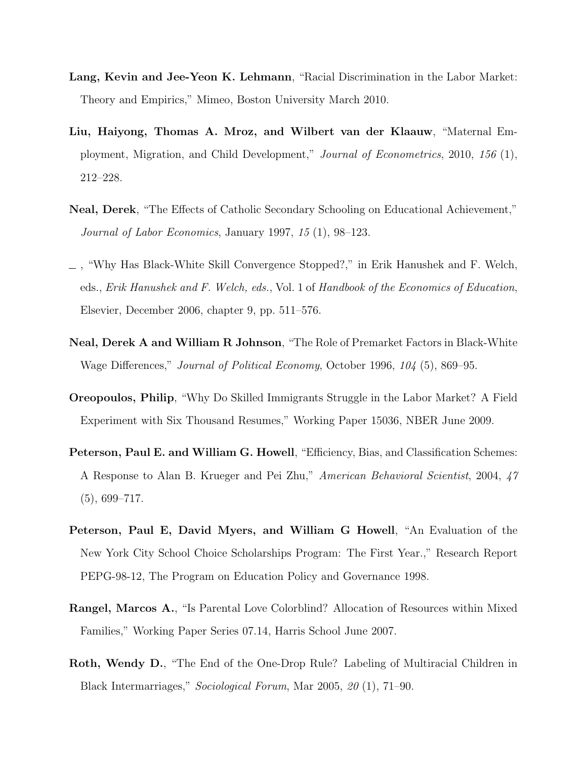**Lang, Kevin and Jee-Yeon K. Lehmann**, "Racial Discrimination in the Labor Market: Theory and Empirics," Mimeo, Boston University March 2010.

**Liu, Haiyong, Thomas A. Mroz, and Wilbert van der Klaauw**, "Maternal Employment, Migration, and Child Development," *Journal of Econometrics*, 2010, *156* (1), 212–228.

**Neal, Derek**, "The Effects of Catholic Secondary Schooling on Educational Achievement," *Journal of Labor Economics*, January 1997, *15* (1), 98–123.

\_ , "Why Has Black-White Skill Convergence Stopped?," in Erik Hanushek and F. Welch, eds., *Erik Hanushek and F. Welch, eds.*, Vol. 1 of *Handbook of the Economics of Education*, Elsevier, December 2006, chapter 9, pp. 511–576.

**Neal, Derek A and William R Johnson**, "The Role of Premarket Factors in Black-White Wage Differences," *Journal of Political Economy*, October 1996, *104* (5), 869–95.

**Oreopoulos, Philip**, "Why Do Skilled Immigrants Struggle in the Labor Market? A Field Experiment with Six Thousand Resumes," Working Paper 15036, NBER June 2009.

**Peterson, Paul E. and William G. Howell**, "Efficiency, Bias, and Classification Schemes: A Response to Alan B. Krueger and Pei Zhu," *American Behavioral Scientist*, 2004, *47* (5), 699–717.

**Peterson, Paul E, David Myers, and William G Howell**, "An Evaluation of the New York City School Choice Scholarships Program: The First Year.," Research Report PEPG-98-12, The Program on Education Policy and Governance 1998.

**Rangel, Marcos A.**, "Is Parental Love Colorblind? Allocation of Resources within Mixed Families," Working Paper Series 07.14, Harris School June 2007.

**Roth, Wendy D.**, "The End of the One-Drop Rule? Labeling of Multiracial Children in Black Intermarriages," *Sociological Forum*, Mar 2005, *20* (1), 71–90.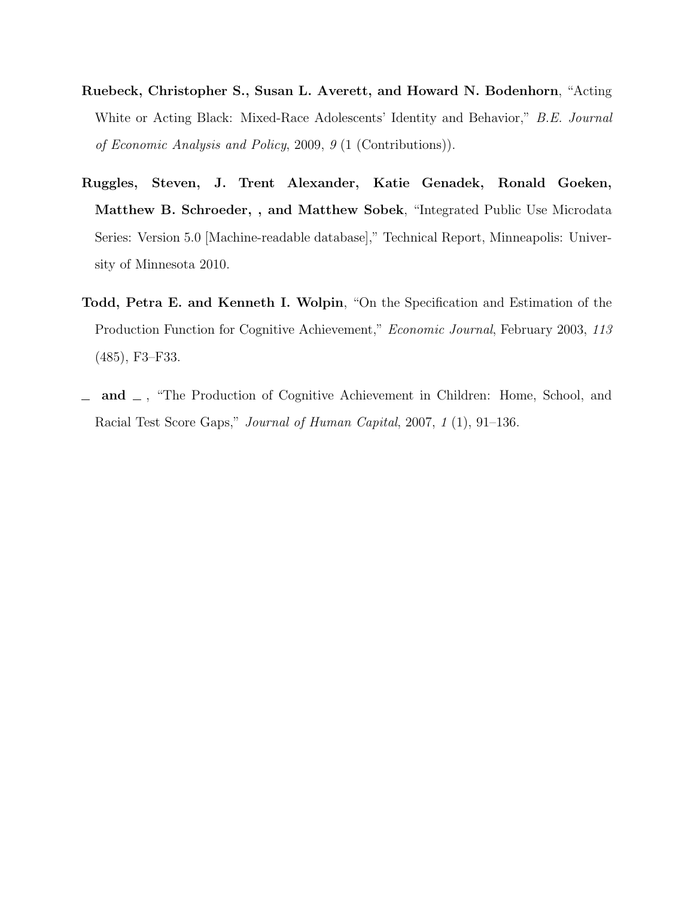**Ruebeck, Christopher S., Susan L. Averett, and Howard N. Bodenhorn**, "Acting White or Acting Black: Mixed-Race Adolescents' Identity and Behavior," *B.E. Journal of Economic Analysis and Policy*, 2009, *9* (1 (Contributions)).

**Ruggles, Steven, J. Trent Alexander, Katie Genadek, Ronald Goeken, Matthew B. Schroeder, , and Matthew Sobek**, "Integrated Public Use Microdata Series: Version 5.0 [Machine-readable database]," Technical Report, Minneapolis: University of Minnesota 2010.

**Todd, Petra E. and Kenneth I. Wolpin**, "On the Specification and Estimation of the Production Function for Cognitive Achievement," *Economic Journal*, February 2003, *113* (485), F3–F33.

**_ and _** , "The Production of Cognitive Achievement in Children: Home, School, and Racial Test Score Gaps," *Journal of Human Capital*, 2007, *1* (1), 91–136.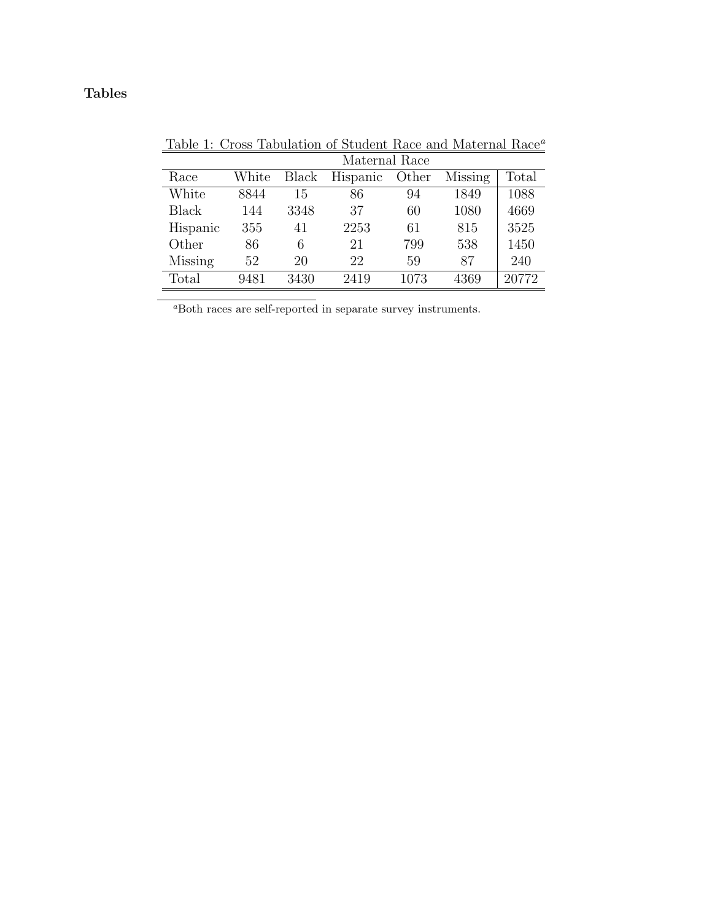**Tables**

Table 1: Cross Tabulation of Student Race and Maternal Race[a]

| | Maternal Race | | | | | |
|---|---|---|---|---|---|---|
| Race | White | Black | Hispanic | Other | Missing | Total |
| White | 8844 | 15 | 86 | 94 | 1849 | 1088 |
| Black | 144 | 3348 | 37 | 60 | 1080 | 4669 |
| Hispanic | 355 | 41 | 2253 | 61 | 815 | 3525 |
| Other | 86 | 6 | 21 | 799 | 538 | 1450 |
| Missing | 52 | 20 | 22 | 59 | 87 | 240 |
| Total | 9481 | 3430 | 2419 | 1073 | 4369 | 20772 |

[a]Both races are self-reported in separate survey instruments.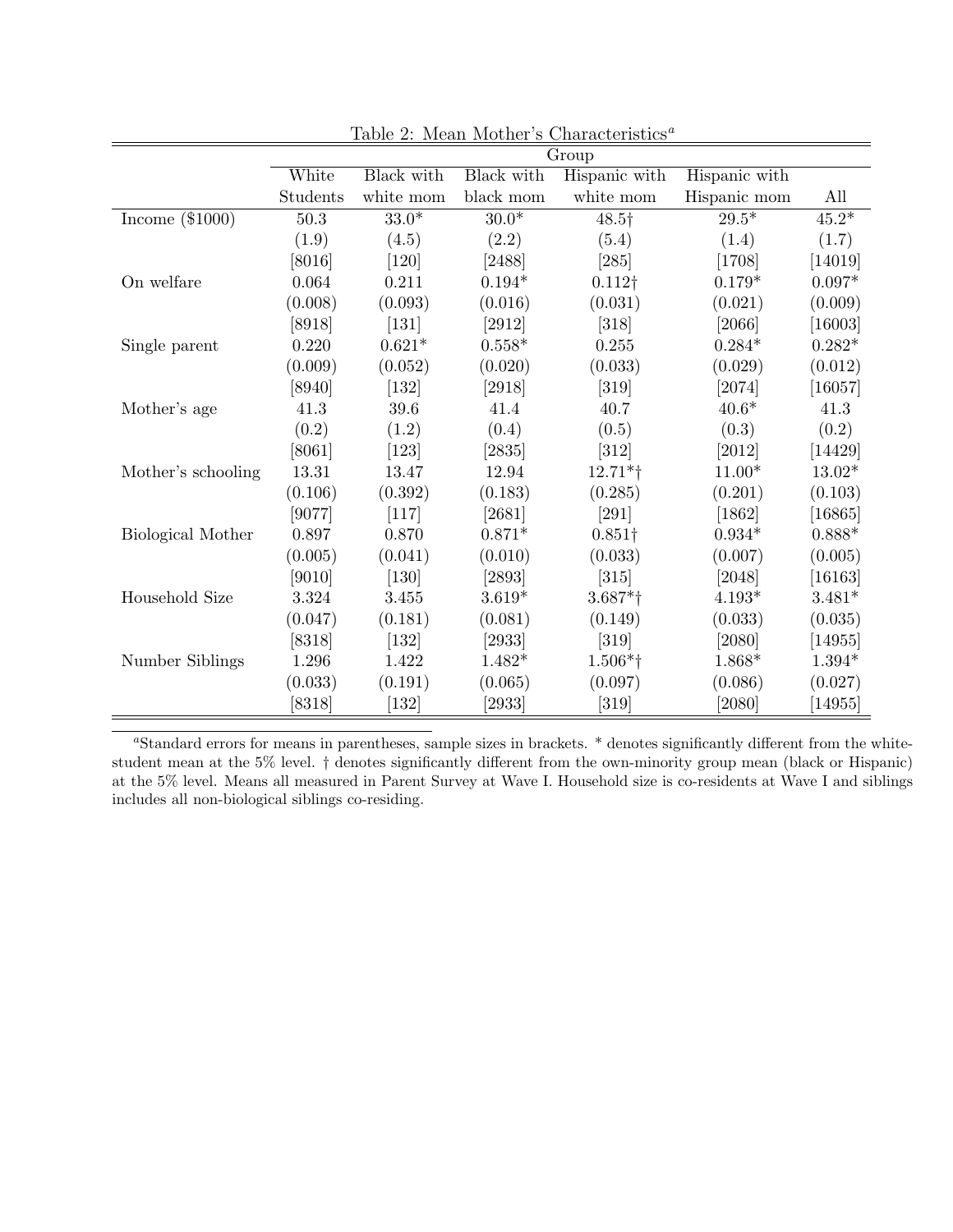Table 2: Mean Mother's Characteristics[a]

| | Group | | | | | |
|---|---|---|---|---|---|---|
| | White Students | Black with white mom | Black with black mom | Hispanic with white mom | Hispanic with Hispanic mom | All |
| Income ($1000) | 50.3 | 33.0* | 30.0* | 48.5† | 29.5* | 45.2* |
| | (1.9) | (4.5) | (2.2) | (5.4) | (1.4) | (1.7) |
| | [8016] | [120] | [2488] | [285] | [1708] | [14019] |
| On welfare | 0.064 | 0.211 | 0.194* | 0.112† | 0.179* | 0.097* |
| | (0.008) | (0.093) | (0.016) | (0.031) | (0.021) | (0.009) |
| | [8918] | [131] | [2912] | [318] | [2066] | [16003] |
| Single parent | 0.220 | 0.621* | 0.558* | 0.255 | 0.284* | 0.282* |
| | (0.009) | (0.052) | (0.020) | (0.033) | (0.029) | (0.012) |
| | [8940] | [132] | [2918] | [319] | [2074] | [16057] |
| Mother's age | 41.3 | 39.6 | 41.4 | 40.7 | 40.6* | 41.3 |
| | (0.2) | (1.2) | (0.4) | (0.5) | (0.3) | (0.2) |
| | [8061] | [123] | [2835] | [312] | [2012] | [14429] |
| Mother's schooling | 13.31 | 13.47 | 12.94 | 12.71*† | 11.00* | 13.02* |
| | (0.106) | (0.392) | (0.183) | (0.285) | (0.201) | (0.103) |
| | [9077] | [117] | [2681] | [291] | [1862] | [16865] |
| Biological Mother | 0.897 | 0.870 | 0.871* | 0.851† | 0.934* | 0.888* |
| | (0.005) | (0.041) | (0.010) | (0.033) | (0.007) | (0.005) |
| | [9010] | [130] | [2893] | [315] | [2048] | [16163] |
| Household Size | 3.324 | 3.455 | 3.619* | 3.687*† | 4.193* | 3.481* |
| | (0.047) | (0.181) | (0.081) | (0.149) | (0.033) | (0.035) |
| | [8318] | [132] | [2933] | [319] | [2080] | [14955] |
| Number Siblings | 1.296 | 1.422 | 1.482* | 1.506*† | 1.868* | 1.394* |
| | (0.033) | (0.191) | (0.065) | (0.097) | (0.086) | (0.027) |
| | [8318] | [132] | [2933] | [319] | [2080] | [14955] |

[a]Standard errors for means in parentheses, sample sizes in brackets. * denotes significantly different from the white-student mean at the 5% level. † denotes significantly different from the own-minority group mean (black or Hispanic) at the 5% level. Means all measured in Parent Survey at Wave I. Household size is co-residents at Wave I and siblings includes all non-biological siblings co-residing.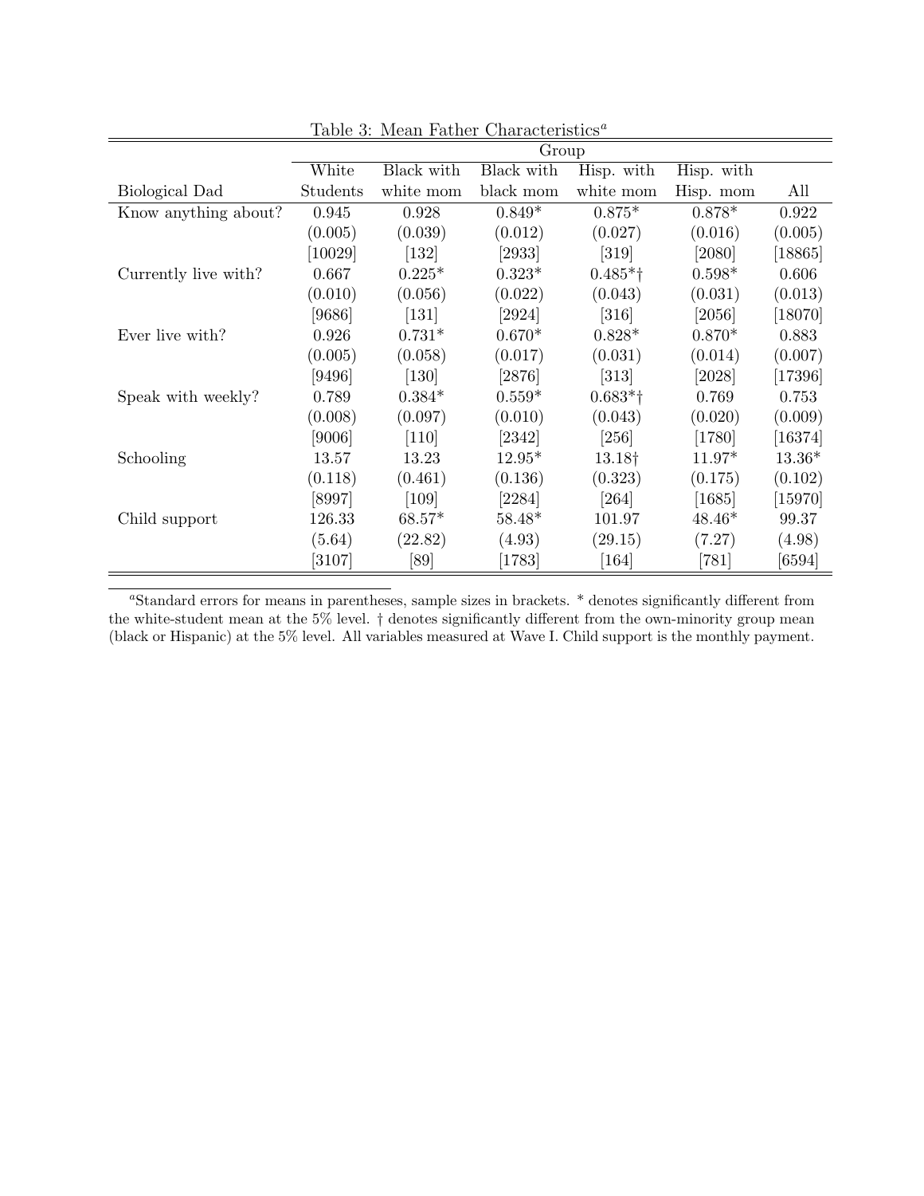Table 3: Mean Father Characteristics[a]

| | Group | | | | | |
|---|---|---|---|---|---|---|
| Biological Dad | White Students | Black with white mom | Black with black mom | Hisp. with white mom | Hisp. with Hisp. mom | All |
| Know anything about? | 0.945 | 0.928 | 0.849* | 0.875* | 0.878* | 0.922 |
| | (0.005) | (0.039) | (0.012) | (0.027) | (0.016) | (0.005) |
| | [10029] | [132] | [2933] | [319] | [2080] | [18865] |
| Currently live with? | 0.667 | 0.225* | 0.323* | 0.485*† | 0.598* | 0.606 |
| | (0.010) | (0.056) | (0.022) | (0.043) | (0.031) | (0.013) |
| | [9686] | [131] | [2924] | [316] | [2056] | [18070] |
| Ever live with? | 0.926 | 0.731* | 0.670* | 0.828* | 0.870* | 0.883 |
| | (0.005) | (0.058) | (0.017) | (0.031) | (0.014) | (0.007) |
| | [9496] | [130] | [2876] | [313] | [2028] | [17396] |
| Speak with weekly? | 0.789 | 0.384* | 0.559* | 0.683*† | 0.769 | 0.753 |
| | (0.008) | (0.097) | (0.010) | (0.043) | (0.020) | (0.009) |
| | [9006] | [110] | [2342] | [256] | [1780] | [16374] |
| Schooling | 13.57 | 13.23 | 12.95* | 13.18† | 11.97* | 13.36* |
| | (0.118) | (0.461) | (0.136) | (0.323) | (0.175) | (0.102) |
| | [8997] | [109] | [2284] | [264] | [1685] | [15970] |
| Child support | 126.33 | 68.57* | 58.48* | 101.97 | 48.46* | 99.37 |
| | (5.64) | (22.82) | (4.93) | (29.15) | (7.27) | (4.98) |
| | [3107] | [89] | [1783] | [164] | [781] | [6594] |

[a]Standard errors for means in parentheses, sample sizes in brackets. * denotes significantly different from the white-student mean at the 5% level. † denotes significantly different from the own-minority group mean (black or Hispanic) at the 5% level. All variables measured at Wave I. Child support is the monthly payment.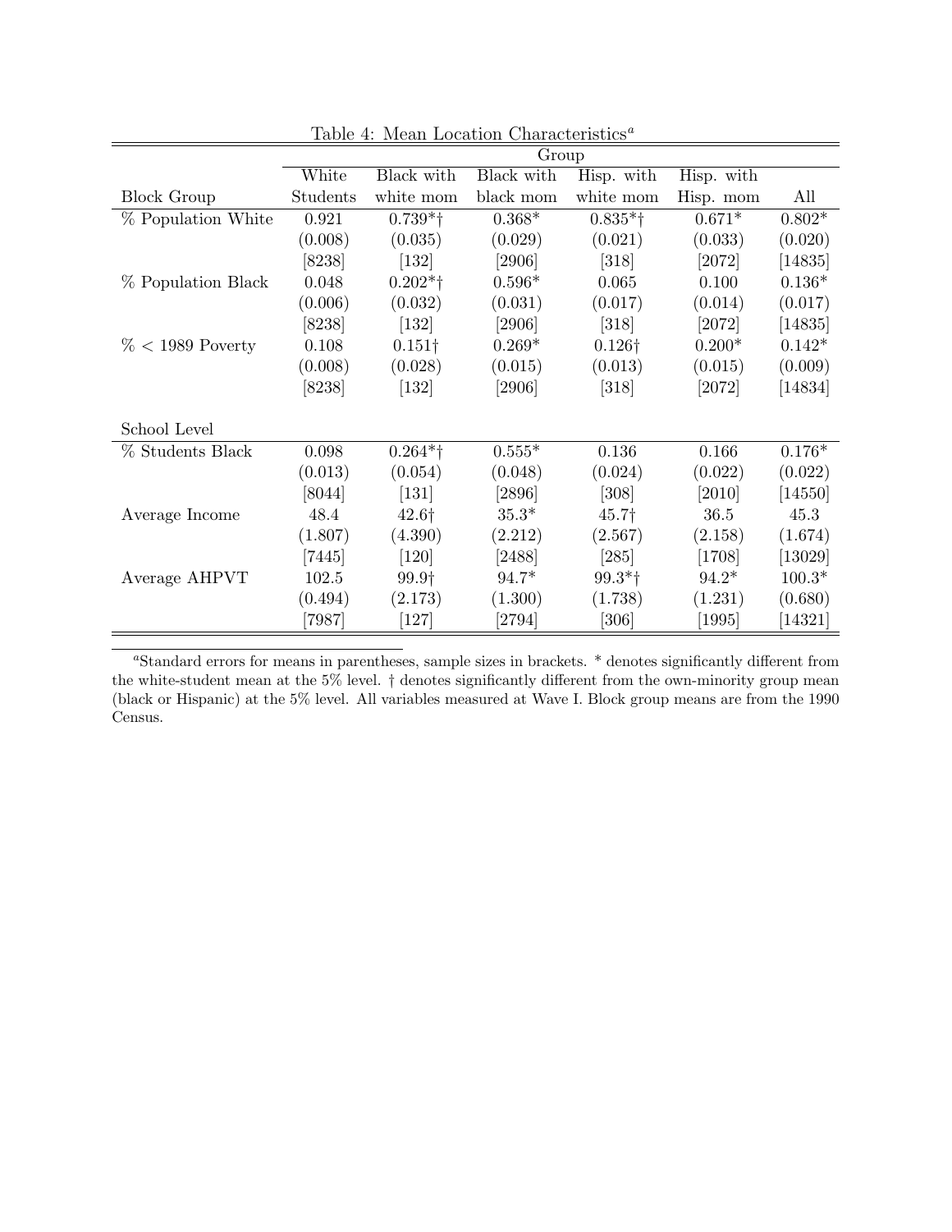Table 4: Mean Location Characteristics[a]

| | Group | | | | | |
|---|---|---|---|---|---|---|
| Block Group | White Students | Black with white mom | Black with black mom | Hisp. with white mom | Hisp. with Hisp. mom | All |
| % Population White | 0.921 | 0.739*† | 0.368* | 0.835*† | 0.671* | 0.802* |
| | (0.008) | (0.035) | (0.029) | (0.021) | (0.033) | (0.020) |
| | [8238] | [132] | [2906] | [318] | [2072] | [14835] |
| % Population Black | 0.048 | 0.202*† | 0.596* | 0.065 | 0.100 | 0.136* |
| | (0.006) | (0.032) | (0.031) | (0.017) | (0.014) | (0.017) |
| | [8238] | [132] | [2906] | [318] | [2072] | [14835] |
| % < 1989 Poverty | 0.108 | 0.151† | 0.269* | 0.126† | 0.200* | 0.142* |
| | (0.008) | (0.028) | (0.015) | (0.013) | (0.015) | (0.009) |
| | [8238] | [132] | [2906] | [318] | [2072] | [14834] |
| School Level | | | | | | |
| % Students Black | 0.098 | 0.264*† | 0.555* | 0.136 | 0.166 | 0.176* |
| | (0.013) | (0.054) | (0.048) | (0.024) | (0.022) | (0.022) |
| | [8044] | [131] | [2896] | [308] | [2010] | [14550] |
| Average Income | 48.4 | 42.6† | 35.3* | 45.7† | 36.5 | 45.3 |
| | (1.807) | (4.390) | (2.212) | (2.567) | (2.158) | (1.674) |
| | [7445] | [120] | [2488] | [285] | [1708] | [13029] |
| Average AHPVT | 102.5 | 99.9† | 94.7* | 99.3*† | 94.2* | 100.3* |
| | (0.494) | (2.173) | (1.300) | (1.738) | (1.231) | (0.680) |
| | [7987] | [127] | [2794] | [306] | [1995] | [14321] |

[a]Standard errors for means in parentheses, sample sizes in brackets. * denotes significantly different from the white-student mean at the 5% level. † denotes significantly different from the own-minority group mean (black or Hispanic) at the 5% level. All variables measured at Wave I. Block group means are from the 1990 Census.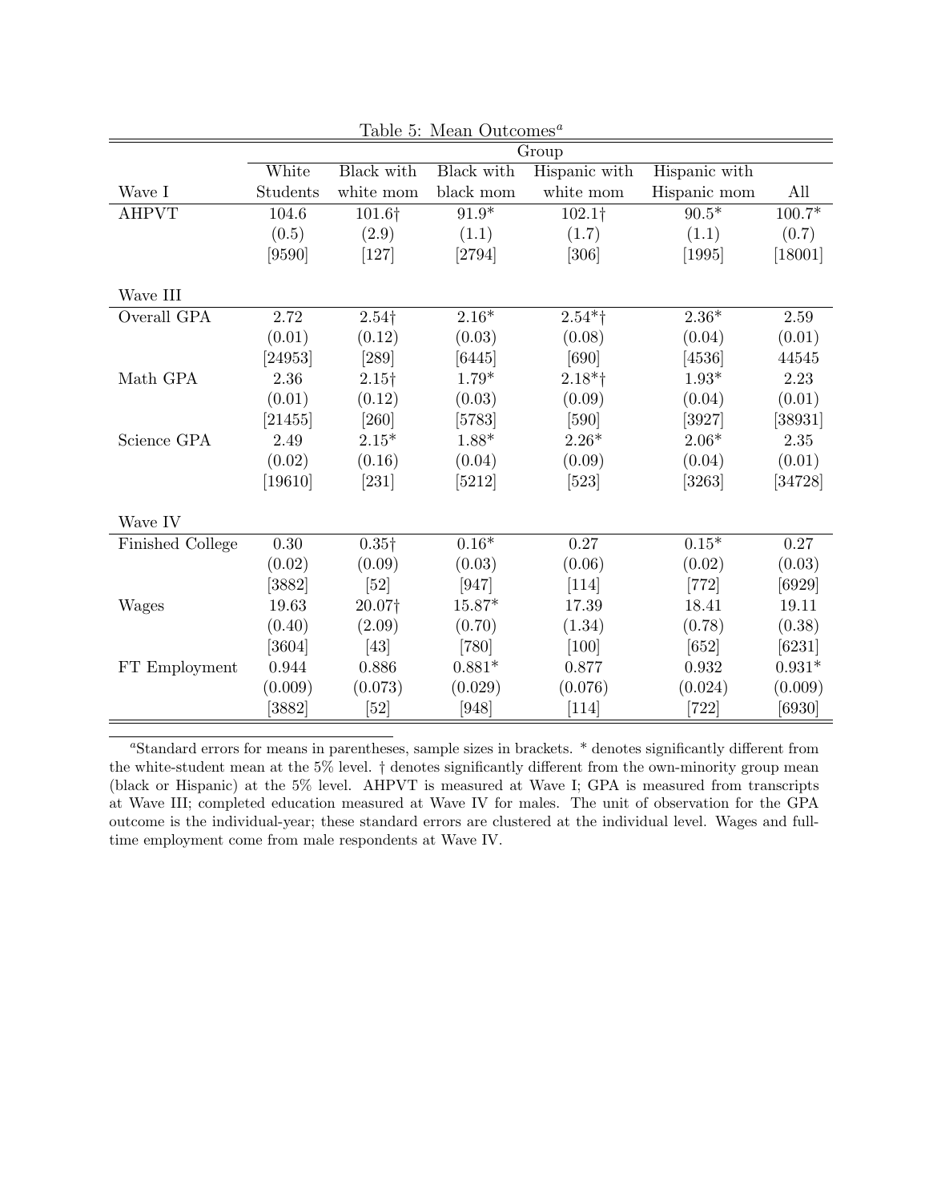Table 5: Mean Outcomes[a]

| | Group | | | | | |
|---|---|---|---|---|---|---|
| Wave I | White Students | Black with white mom | Black with black mom | Hispanic with white mom | Hispanic with Hispanic mom | All |
| AHPVT | 104.6 | 101.6† | 91.9* | 102.1† | 90.5* | 100.7* |
| | (0.5) | (2.9) | (1.1) | (1.7) | (1.1) | (0.7) |
| | [9590] | [127] | [2794] | [306] | [1995] | [18001] |
| **Wave III** | | | | | | |
| Overall GPA | 2.72 | 2.54† | 2.16* | 2.54*† | 2.36* | 2.59 |
| | (0.01) | (0.12) | (0.03) | (0.08) | (0.04) | (0.01) |
| | [24953] | [289] | [6445] | [690] | [4536] | 44545 |
| Math GPA | 2.36 | 2.15† | 1.79* | 2.18*† | 1.93* | 2.23 |
| | (0.01) | (0.12) | (0.03) | (0.09) | (0.04) | (0.01) |
| | [21455] | [260] | [5783] | [590] | [3927] | [38931] |
| Science GPA | 2.49 | 2.15* | 1.88* | 2.26* | 2.06* | 2.35 |
| | (0.02) | (0.16) | (0.04) | (0.09) | (0.04) | (0.01) |
| | [19610] | [231] | [5212] | [523] | [3263] | [34728] |
| **Wave IV** | | | | | | |
| Finished College | 0.30 | 0.35† | 0.16* | 0.27 | 0.15* | 0.27 |
| | (0.02) | (0.09) | (0.03) | (0.06) | (0.02) | (0.03) |
| | [3882] | [52] | [947] | [114] | [772] | [6929] |
| Wages | 19.63 | 20.07† | 15.87* | 17.39 | 18.41 | 19.11 |
| | (0.40) | (2.09) | (0.70) | (1.34) | (0.78) | (0.38) |
| | [3604] | [43] | [780] | [100] | [652] | [6231] |
| FT Employment | 0.944 | 0.886 | 0.881* | 0.877 | 0.932 | 0.931* |
| | (0.009) | (0.073) | (0.029) | (0.076) | (0.024) | (0.009) |
| | [3882] | [52] | [948] | [114] | [722] | [6930] |

[a]Standard errors for means in parentheses, sample sizes in brackets. * denotes significantly different from the white-student mean at the 5% level. † denotes significantly different from the own-minority group mean (black or Hispanic) at the 5% level. AHPVT is measured at Wave I; GPA is measured from transcripts at Wave III; completed education measured at Wave IV for males. The unit of observation for the GPA outcome is the individual-year; these standard errors are clustered at the individual level. Wages and full-time employment come from male respondents at Wave IV.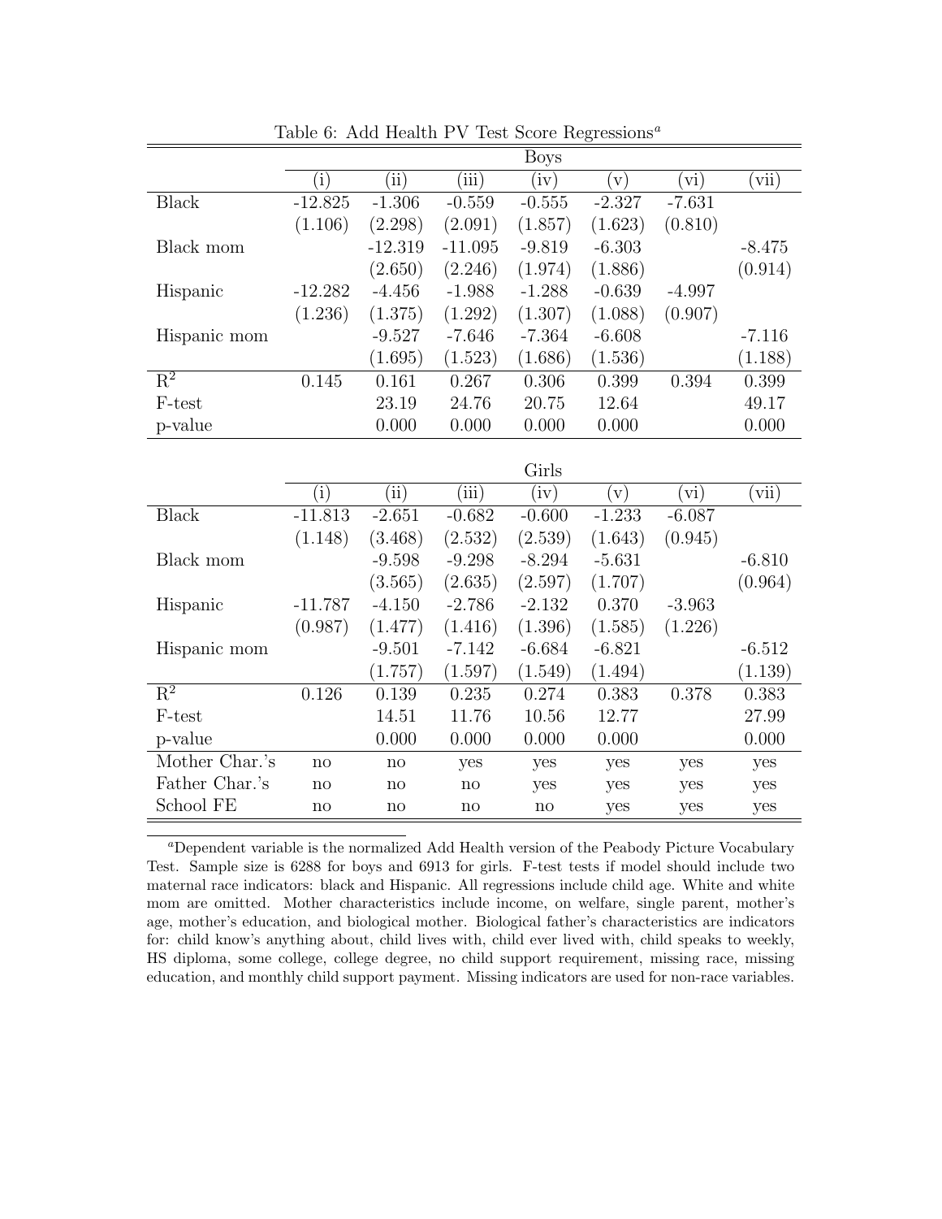Table 6: Add Health PV Test Score Regressions[a]

| | Boys | | | | | | |
|---|---|---|---|---|---|---|---|
| | (i) | (ii) | (iii) | (iv) | (v) | (vi) | (vii) |
| Black | -12.825 | -1.306 | -0.559 | -0.555 | -2.327 | -7.631 | |
| | (1.106) | (2.298) | (2.091) | (1.857) | (1.623) | (0.810) | |
| Black mom | | -12.319 | -11.095 | -9.819 | -6.303 | | -8.475 |
| | | (2.650) | (2.246) | (1.974) | (1.886) | | (0.914) |
| Hispanic | -12.282 | -4.456 | -1.988 | -1.288 | -0.639 | -4.997 | |
| | (1.236) | (1.375) | (1.292) | (1.307) | (1.088) | (0.907) | |
| Hispanic mom | | -9.527 | -7.646 | -7.364 | -6.608 | | -7.116 |
| | | (1.695) | (1.523) | (1.686) | (1.536) | | (1.188) |
| $R^2$ | 0.145 | 0.161 | 0.267 | 0.306 | 0.399 | 0.394 | 0.399 |
| F-test | | 23.19 | 24.76 | 20.75 | 12.64 | | 49.17 |
| p-value | | 0.000 | 0.000 | 0.000 | 0.000 | | 0.000 |

| | Girls | | | | | | |
|---|---|---|---|---|---|---|---|
| | (i) | (ii) | (iii) | (iv) | (v) | (vi) | (vii) |
| Black | -11.813 | -2.651 | -0.682 | -0.600 | -1.233 | -6.087 | |
| | (1.148) | (3.468) | (2.532) | (2.539) | (1.643) | (0.945) | |
| Black mom | | -9.598 | -9.298 | -8.294 | -5.631 | | -6.810 |
| | | (3.565) | (2.635) | (2.597) | (1.707) | | (0.964) |
| Hispanic | -11.787 | -4.150 | -2.786 | -2.132 | 0.370 | -3.963 | |
| | (0.987) | (1.477) | (1.416) | (1.396) | (1.585) | (1.226) | |
| Hispanic mom | | -9.501 | -7.142 | -6.684 | -6.821 | | -6.512 |
| | | (1.757) | (1.597) | (1.549) | (1.494) | | (1.139) |
| $R^2$ | 0.126 | 0.139 | 0.235 | 0.274 | 0.383 | 0.378 | 0.383 |
| F-test | | 14.51 | 11.76 | 10.56 | 12.77 | | 27.99 |
| p-value | | 0.000 | 0.000 | 0.000 | 0.000 | | 0.000 |
| Mother Char.'s | no | no | yes | yes | yes | yes | yes |
| Father Char.'s | no | no | no | yes | yes | yes | yes |
| School FE | no | no | no | no | yes | yes | yes |

[a]Dependent variable is the normalized Add Health version of the Peabody Picture Vocabulary Test. Sample size is 6288 for boys and 6913 for girls. F-test tests if model should include two maternal race indicators: black and Hispanic. All regressions include child age. White and white mom are omitted. Mother characteristics include income, on welfare, single parent, mother's age, mother's education, and biological mother. Biological father's characteristics are indicators for: child know's anything about, child lives with, child ever lived with, child speaks to weekly, HS diploma, some college, college degree, no child support requirement, missing race, missing education, and monthly child support payment. Missing indicators are used for non-race variables.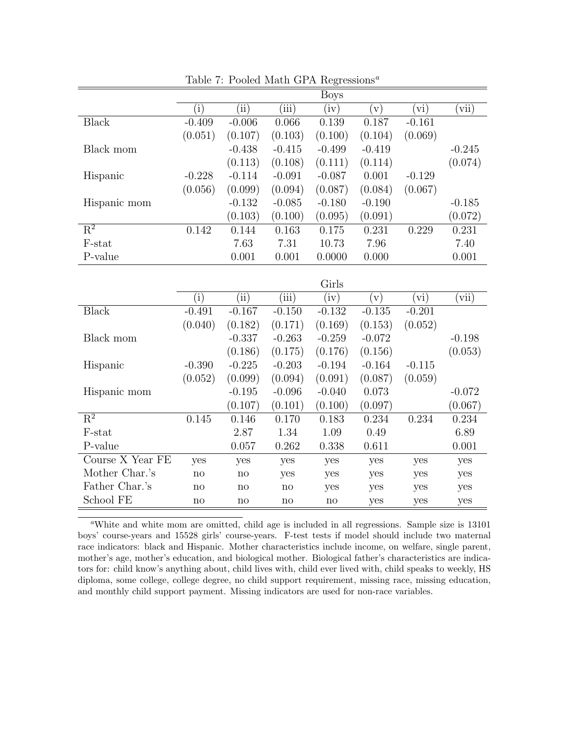Table 7: Pooled Math GPA Regressions[a]

| | Boys | | | | | | |
|---|---|---|---|---|---|---|---|
| | (i) | (ii) | (iii) | (iv) | (v) | (vi) | (vii) |
| Black | -0.409 | -0.006 | 0.066 | 0.139 | 0.187 | -0.161 | |
| | (0.051) | (0.107) | (0.103) | (0.100) | (0.104) | (0.069) | |
| Black mom | | -0.438 | -0.415 | -0.499 | -0.419 | | -0.245 |
| | | (0.113) | (0.108) | (0.111) | (0.114) | | (0.074) |
| Hispanic | -0.228 | -0.114 | -0.091 | -0.087 | 0.001 | -0.129 | |
| | (0.056) | (0.099) | (0.094) | (0.087) | (0.084) | (0.067) | |
| Hispanic mom | | -0.132 | -0.085 | -0.180 | -0.190 | | -0.185 |
| | | (0.103) | (0.100) | (0.095) | (0.091) | | (0.072) |
| $R^2$ | 0.142 | 0.144 | 0.163 | 0.175 | 0.231 | 0.229 | 0.231 |
| F-stat | | 7.63 | 7.31 | 10.73 | 7.96 | | 7.40 |
| P-value | | 0.001 | 0.001 | 0.0000 | 0.000 | | 0.001 |

| | Girls | | | | | | |
|---|---|---|---|---|---|---|---|
| | (i) | (ii) | (iii) | (iv) | (v) | (vi) | (vii) |
| Black | -0.491 | -0.167 | -0.150 | -0.132 | -0.135 | -0.201 | |
| | (0.040) | (0.182) | (0.171) | (0.169) | (0.153) | (0.052) | |
| Black mom | | -0.337 | -0.263 | -0.259 | -0.072 | | -0.198 |
| | | (0.186) | (0.175) | (0.176) | (0.156) | | (0.053) |
| Hispanic | -0.390 | -0.225 | -0.203 | -0.194 | -0.164 | -0.115 | |
| | (0.052) | (0.099) | (0.094) | (0.091) | (0.087) | (0.059) | |
| Hispanic mom | | -0.195 | -0.096 | -0.040 | 0.073 | | -0.072 |
| | | (0.107) | (0.101) | (0.100) | (0.097) | | (0.067) |
| $R^2$ | 0.145 | 0.146 | 0.170 | 0.183 | 0.234 | 0.234 | 0.234 |
| F-stat | | 2.87 | 1.34 | 1.09 | 0.49 | | 6.89 |
| P-value | | 0.057 | 0.262 | 0.338 | 0.611 | | 0.001 |
| Course X Year FE | yes | yes | yes | yes | yes | yes | yes |
| Mother Char.'s | no | no | yes | yes | yes | yes | yes |
| Father Char.'s | no | no | no | yes | yes | yes | yes |
| School FE | no | no | no | no | yes | yes | yes |

[a]White and white mom are omitted, child age is included in all regressions. Sample size is 13101 boys' course-years and 15528 girls' course-years. F-test tests if model should include two maternal race indicators: black and Hispanic. Mother characteristics include income, on welfare, single parent, mother's age, mother's education, and biological mother. Biological father's characteristics are indicators for: child know's anything about, child lives with, child ever lived with, child speaks to weekly, HS diploma, some college, college degree, no child support requirement, missing race, missing education, and monthly child support payment. Missing indicators are used for non-race variables.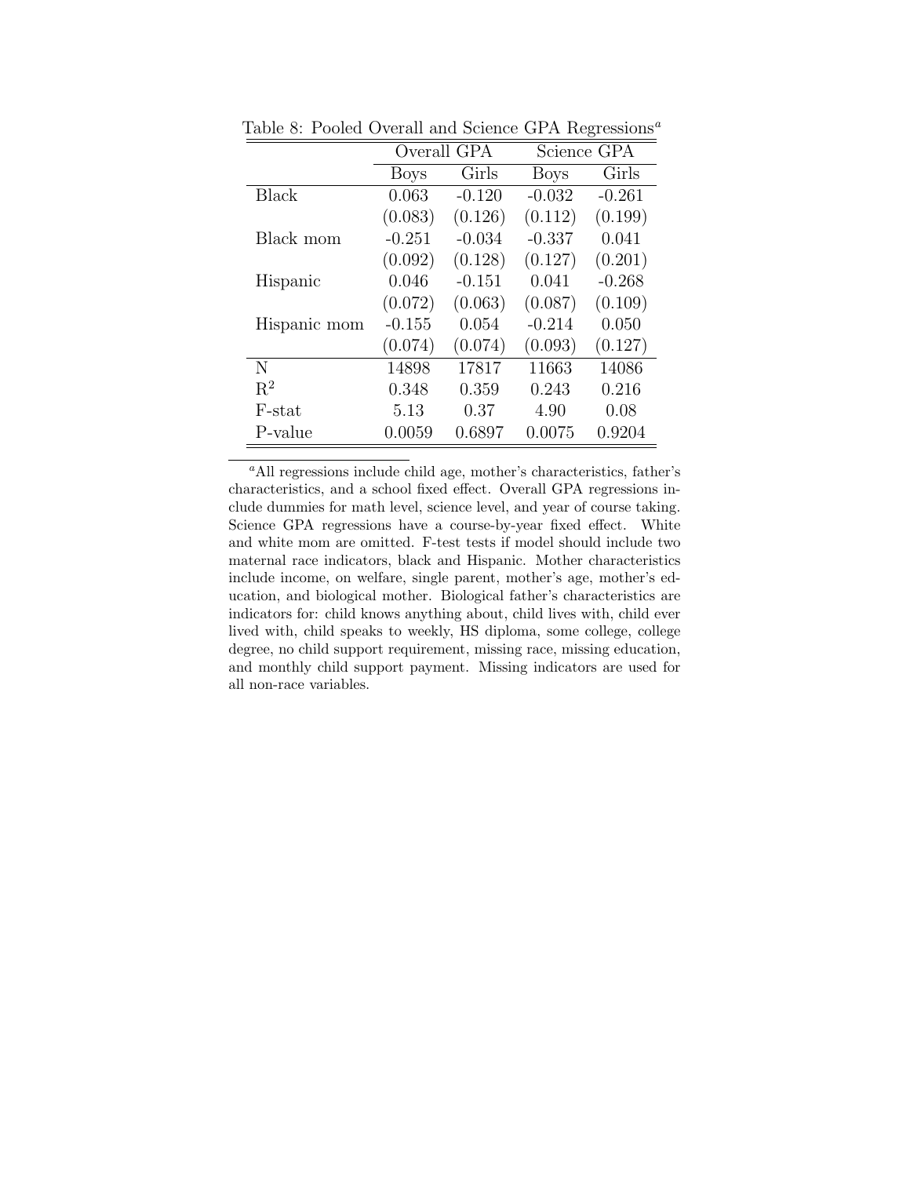Table 8: Pooled Overall and Science GPA Regressions[a]

| | Overall GPA | | Science GPA | |
|---|---|---|---|---|
| | Boys | Girls | Boys | Girls |
| Black | 0.063 | -0.120 | -0.032 | -0.261 |
| | (0.083) | (0.126) | (0.112) | (0.199) |
| Black mom | -0.251 | -0.034 | -0.337 | 0.041 |
| | (0.092) | (0.128) | (0.127) | (0.201) |
| Hispanic | 0.046 | -0.151 | 0.041 | -0.268 |
| | (0.072) | (0.063) | (0.087) | (0.109) |
| Hispanic mom | -0.155 | 0.054 | -0.214 | 0.050 |
| | (0.074) | (0.074) | (0.093) | (0.127) |
| N | 14898 | 17817 | 11663 | 14086 |
| $R^2$ | 0.348 | 0.359 | 0.243 | 0.216 |
| F-stat | 5.13 | 0.37 | 4.90 | 0.08 |
| P-value | 0.0059 | 0.6897 | 0.0075 | 0.9204 |

[a]All regressions include child age, mother's characteristics, father's characteristics, and a school fixed effect. Overall GPA regressions include dummies for math level, science level, and year of course taking. Science GPA regressions have a course-by-year fixed effect. White and white mom are omitted. F-test tests if model should include two maternal race indicators, black and Hispanic. Mother characteristics include income, on welfare, single parent, mother's age, mother's education, and biological mother. Biological father's characteristics are indicators for: child knows anything about, child lives with, child ever lived with, child speaks to weekly, HS diploma, some college, college degree, no child support requirement, missing race, missing education, and monthly child support payment. Missing indicators are used for all non-race variables.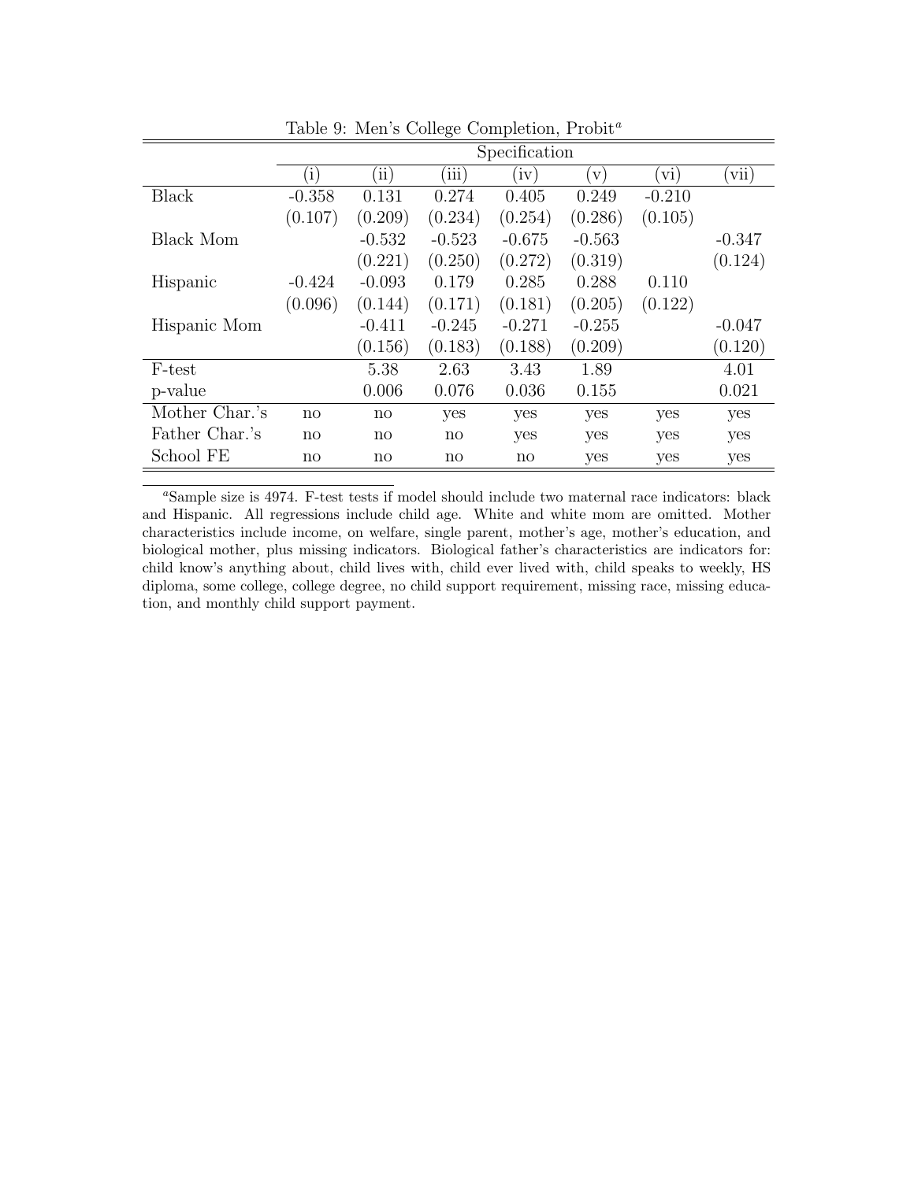Table 9: Men's College Completion, Probit[a]

| | Specification | | | | | | |
|---|---|---|---|---|---|---|---|
| | (i) | (ii) | (iii) | (iv) | (v) | (vi) | (vii) |
| Black | -0.358 | 0.131 | 0.274 | 0.405 | 0.249 | -0.210 | |
| | (0.107) | (0.209) | (0.234) | (0.254) | (0.286) | (0.105) | |
| Black Mom | | -0.532 | -0.523 | -0.675 | -0.563 | | -0.347 |
| | | (0.221) | (0.250) | (0.272) | (0.319) | | (0.124) |
| Hispanic | -0.424 | -0.093 | 0.179 | 0.285 | 0.288 | 0.110 | |
| | (0.096) | (0.144) | (0.171) | (0.181) | (0.205) | (0.122) | |
| Hispanic Mom | | -0.411 | -0.245 | -0.271 | -0.255 | | -0.047 |
| | | (0.156) | (0.183) | (0.188) | (0.209) | | (0.120) |
| F-test | | 5.38 | 2.63 | 3.43 | 1.89 | | 4.01 |
| p-value | | 0.006 | 0.076 | 0.036 | 0.155 | | 0.021 |
| Mother Char.'s | no | no | yes | yes | yes | yes | yes |
| Father Char.'s | no | no | no | yes | yes | yes | yes |
| School FE | no | no | no | no | yes | yes | yes |

[a]Sample size is 4974. F-test tests if model should include two maternal race indicators: black and Hispanic. All regressions include child age. White and white mom are omitted. Mother characteristics include income, on welfare, single parent, mother's age, mother's education, and biological mother, plus missing indicators. Biological father's characteristics are indicators for: child know's anything about, child lives with, child ever lived with, child speaks to weekly, HS diploma, some college, college degree, no child support requirement, missing race, missing education, and monthly child support payment.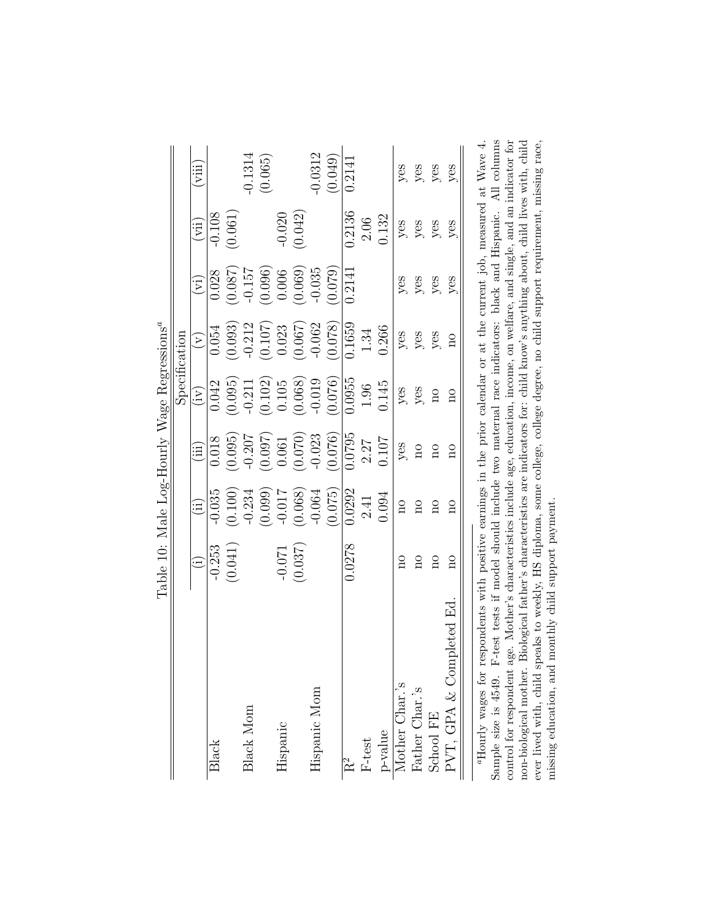Table 10: Male Log-Hourly Wage Regressions[a]

| | Specification | | | | | | | |
|---|---|---|---|---|---|---|---|---|
| | (i) | (ii) | (iii) | (iv) | (v) | (vi) | (vii) | (viii) |
| Black | -0.253 | -0.035 | 0.018 | 0.042 | 0.054 | 0.028 | -0.108 | |
| | (0.041) | (0.100) | (0.095) | (0.095) | (0.093) | (0.087) | (0.061) | |
| Black Mom | | -0.234 | -0.207 | -0.211 | -0.212 | -0.157 | | -0.1314 |
| | | (0.099) | (0.097) | (0.102) | (0.107) | (0.096) | | (0.065) |
| Hispanic | -0.071 | -0.017 | 0.061 | 0.105 | 0.023 | 0.006 | -0.020 | |
| | (0.037) | (0.068) | (0.070) | (0.068) | (0.067) | (0.069) | (0.042) | |
| Hispanic Mom | | -0.064 | -0.023 | -0.019 | -0.062 | -0.035 | | -0.0312 |
| | | (0.075) | (0.076) | (0.076) | (0.078) | (0.079) | | (0.049) |
| $R^2$ | 0.0278 | 0.0292 | 0.0795 | 0.0955 | 0.1659 | 0.2141 | 0.2136 | 0.2141 |
| F-test | | 2.41 | 2.27 | 1.96 | 1.34 | | 2.06 | |
| p-value | | 0.094 | 0.107 | 0.145 | 0.266 | | 0.132 | |
| Mother Char.'s | no | no | yes | yes | yes | yes | yes | yes |
| Father Char.'s | no | no | no | yes | yes | yes | yes | yes |
| School FE | no | no | no | no | yes | yes | yes | yes |
| PVT, GPA & Completed Ed. | no | no | no | no | no | yes | yes | yes |

[a]Hourly wages for respondents with positive earnings in the prior calendar or at the current job, measured at Wave 4. Sample size is 4549. F-test tests if model should include two maternal race indicators: black and Hispanic. All columns control for respondent age. Mother's characteristics include age, education, income, on welfare, and single, and an indicator for non-biological mother. Biological father's characteristics are indicators for: child know's anything about, child lives with, child ever lived with, child speaks to weekly, HS diploma, some college, college degree, no child support requirement, missing race, missing education, and monthly child support payment.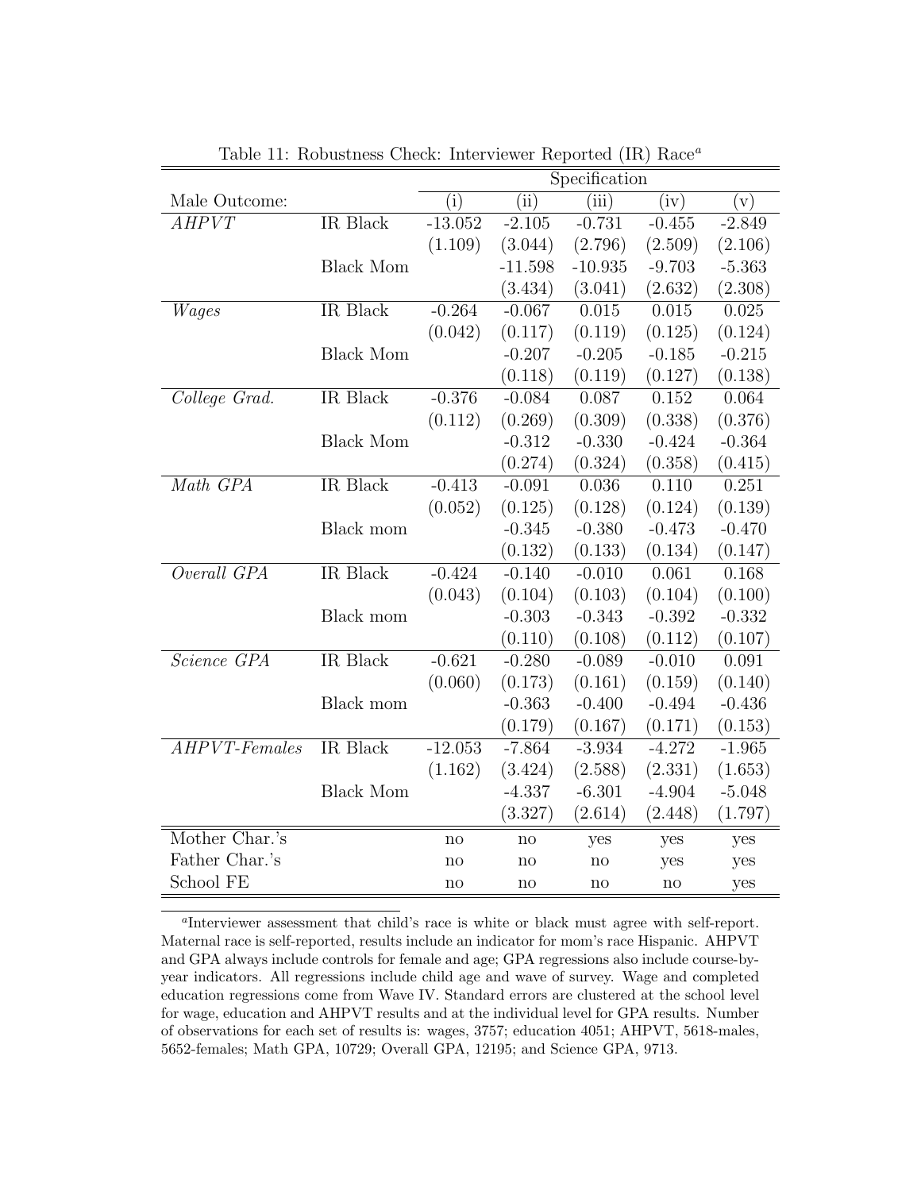Table 11: Robustness Check: Interviewer Reported (IR) Race[a]

| | | Specification | | | | |
|---|---|---|---|---|---|---|
| Male Outcome: | | (i) | (ii) | (iii) | (iv) | (v) |
| *AHPVT* | IR Black | -13.052 | -2.105 | -0.731 | -0.455 | -2.849 |
| | | (1.109) | (3.044) | (2.796) | (2.509) | (2.106) |
| | Black Mom | | -11.598 | -10.935 | -9.703 | -5.363 |
| | | | (3.434) | (3.041) | (2.632) | (2.308) |
| *Wages* | IR Black | -0.264 | -0.067 | 0.015 | 0.015 | 0.025 |
| | | (0.042) | (0.117) | (0.119) | (0.125) | (0.124) |
| | Black Mom | | -0.207 | -0.205 | -0.185 | -0.215 |
| | | | (0.118) | (0.119) | (0.127) | (0.138) |
| *College Grad.* | IR Black | -0.376 | -0.084 | 0.087 | 0.152 | 0.064 |
| | | (0.112) | (0.269) | (0.309) | (0.338) | (0.376) |
| | Black Mom | | -0.312 | -0.330 | -0.424 | -0.364 |
| | | | (0.274) | (0.324) | (0.358) | (0.415) |
| *Math GPA* | IR Black | -0.413 | -0.091 | 0.036 | 0.110 | 0.251 |
| | | (0.052) | (0.125) | (0.128) | (0.124) | (0.139) |
| | Black mom | | -0.345 | -0.380 | -0.473 | -0.470 |
| | | | (0.132) | (0.133) | (0.134) | (0.147) |
| *Overall GPA* | IR Black | -0.424 | -0.140 | -0.010 | 0.061 | 0.168 |
| | | (0.043) | (0.104) | (0.103) | (0.104) | (0.100) |
| | Black mom | | -0.303 | -0.343 | -0.392 | -0.332 |
| | | | (0.110) | (0.108) | (0.112) | (0.107) |
| *Science GPA* | IR Black | -0.621 | -0.280 | -0.089 | -0.010 | 0.091 |
| | | (0.060) | (0.173) | (0.161) | (0.159) | (0.140) |
| | Black mom | | -0.363 | -0.400 | -0.494 | -0.436 |
| | | | (0.179) | (0.167) | (0.171) | (0.153) |
| *AHPVT-Females* | IR Black | -12.053 | -7.864 | -3.934 | -4.272 | -1.965 |
| | | (1.162) | (3.424) | (2.588) | (2.331) | (1.653) |
| | Black Mom | | -4.337 | -6.301 | -4.904 | -5.048 |
| | | | (3.327) | (2.614) | (2.448) | (1.797) |
| Mother Char.'s | | no | no | yes | yes | yes |
| Father Char.'s | | no | no | no | yes | yes |
| School FE | | no | no | no | no | yes |

[a]Interviewer assessment that child's race is white or black must agree with self-report. Maternal race is self-reported, results include an indicator for mom's race Hispanic. AHPVT and GPA always include controls for female and age; GPA regressions also include course-by-year indicators. All regressions include child age and wave of survey. Wage and completed education regressions come from Wave IV. Standard errors are clustered at the school level for wage, education and AHPVT results and at the individual level for GPA results. Number of observations for each set of results is: wages, 3757; education 4051; AHPVT, 5618-males, 5652-females; Math GPA, 10729; Overall GPA, 12195; and Science GPA, 9713.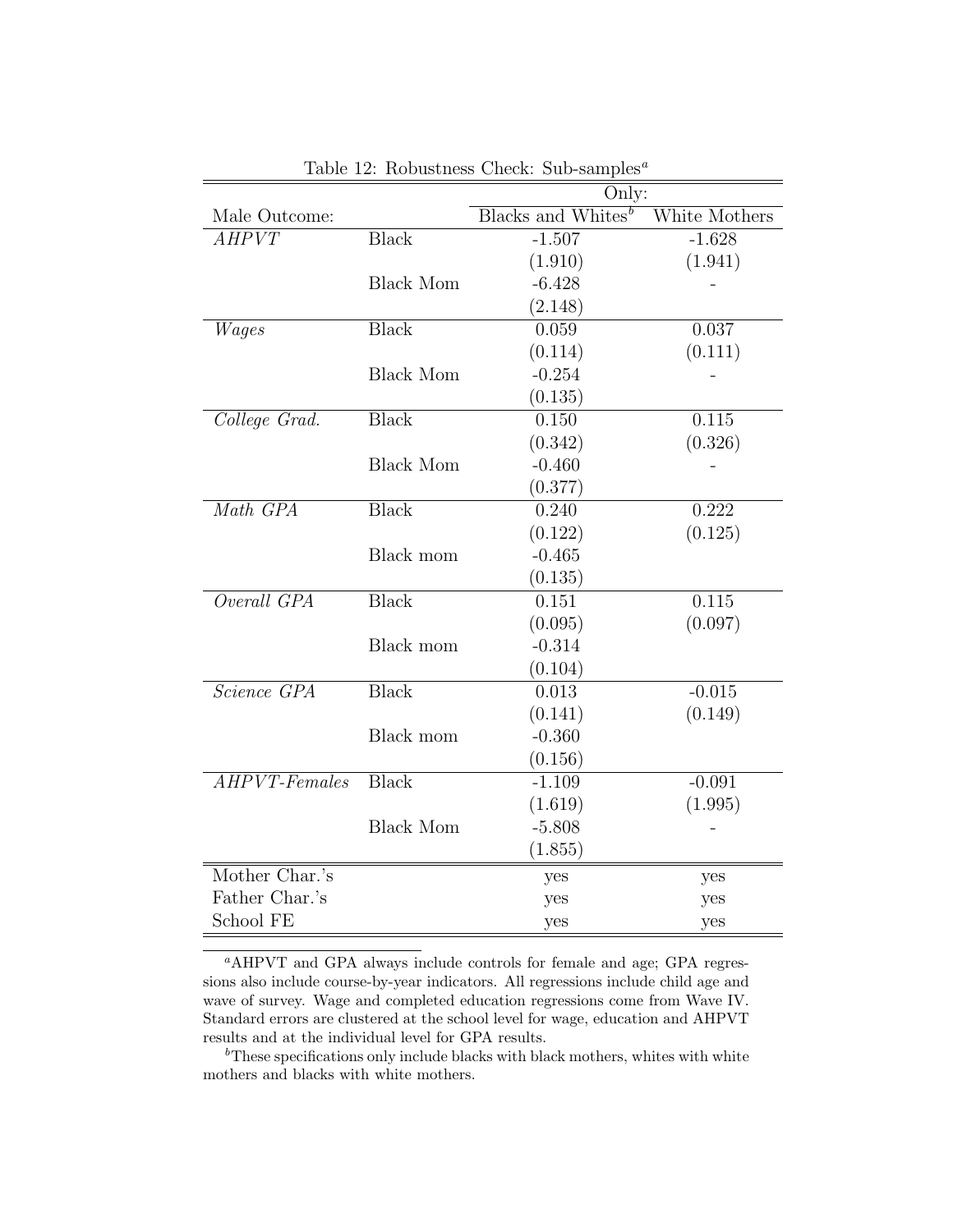Table 12: Robustness Check: Sub-samples[a]

| | | Only: | |
|---|---|---|---|
| Male Outcome: | | Blacks and Whites[b] | White Mothers |
| *AHPVT* | Black | -1.507 | -1.628 |
| | | (1.910) | (1.941) |
| | Black Mom | -6.428 | - |
| | | (2.148) | |
| *Wages* | Black | 0.059 | 0.037 |
| | | (0.114) | (0.111) |
| | Black Mom | -0.254 | - |
| | | (0.135) | |
| *College Grad.* | Black | 0.150 | 0.115 |
| | | (0.342) | (0.326) |
| | Black Mom | -0.460 | - |
| | | (0.377) | |
| *Math GPA* | Black | 0.240 | 0.222 |
| | | (0.122) | (0.125) |
| | Black mom | -0.465 | |
| | | (0.135) | |
| *Overall GPA* | Black | 0.151 | 0.115 |
| | | (0.095) | (0.097) |
| | Black mom | -0.314 | |
| | | (0.104) | |
| *Science GPA* | Black | 0.013 | -0.015 |
| | | (0.141) | (0.149) |
| | Black mom | -0.360 | |
| | | (0.156) | |
| *AHPVT-Females* | Black | -1.109 | -0.091 |
| | | (1.619) | (1.995) |
| | Black Mom | -5.808 | - |
| | | (1.855) | |
| Mother Char.'s | | yes | yes |
| Father Char.'s | | yes | yes |
| School FE | | yes | yes |

[a]AHPVT and GPA always include controls for female and age; GPA regressions also include course-by-year indicators. All regressions include child age and wave of survey. Wage and completed education regressions come from Wave IV. Standard errors are clustered at the school level for wage, education and AHPVT results and at the individual level for GPA results.

[b]These specifications only include blacks with black mothers, whites with white mothers and blacks with white mothers.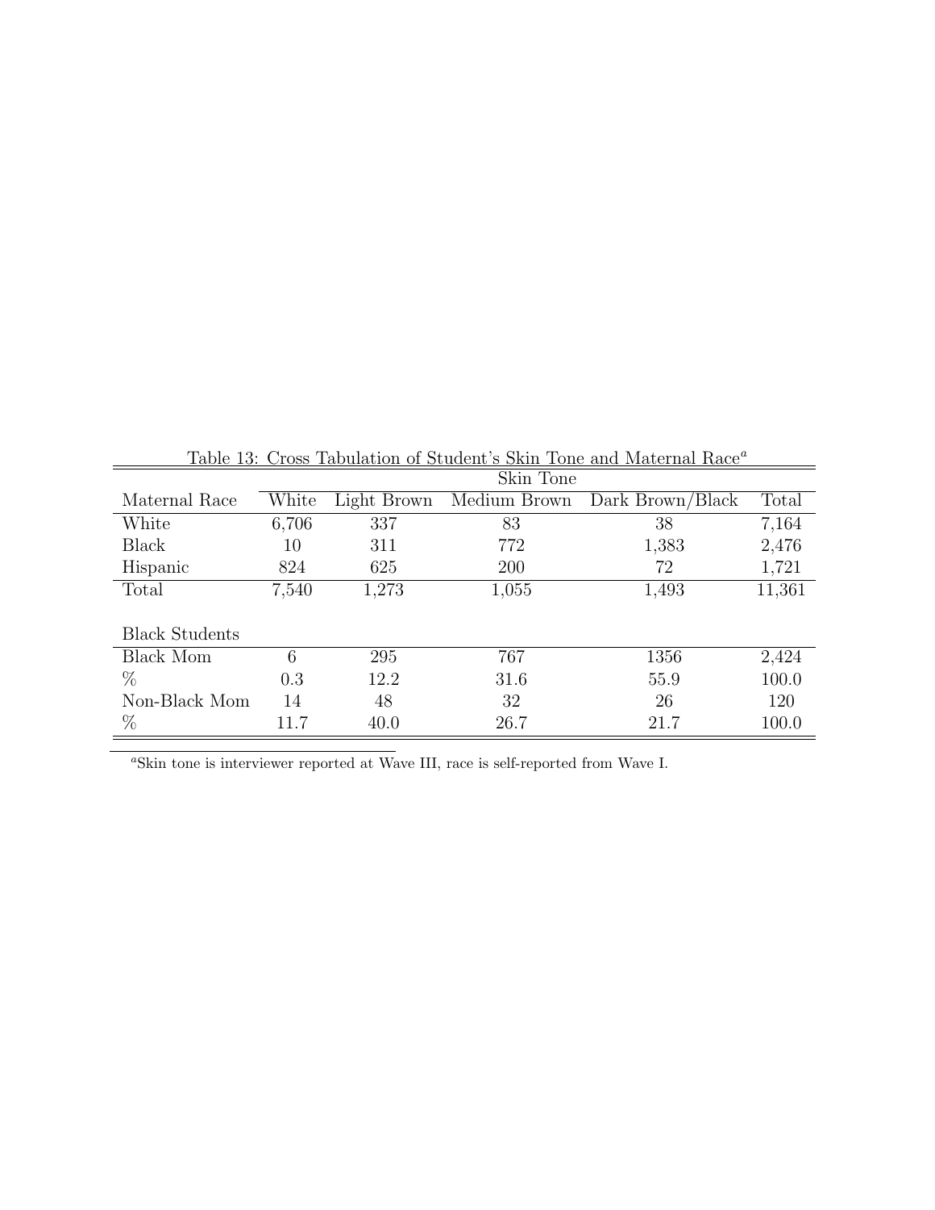Table 13: Cross Tabulation of Student's Skin Tone and Maternal Race[a]

| | Skin Tone | | | | |
|---|---|---|---|---|---|
| Maternal Race | White | Light Brown | Medium Brown | Dark Brown/Black | Total |
| White | 6,706 | 337 | 83 | 38 | 7,164 |
| Black | 10 | 311 | 772 | 1,383 | 2,476 |
| Hispanic | 824 | 625 | 200 | 72 | 1,721 |
| Total | 7,540 | 1,273 | 1,055 | 1,493 | 11,361 |
| | | | | | |
| Black Students | | | | | |
| Black Mom | 6 | 295 | 767 | 1356 | 2,424 |
| % | 0.3 | 12.2 | 31.6 | 55.9 | 100.0 |
| Non-Black Mom | 14 | 48 | 32 | 26 | 120 |
| % | 11.7 | 40.0 | 26.7 | 21.7 | 100.0 |

[a] Skin tone is interviewer reported at Wave III, race is self-reported from Wave I.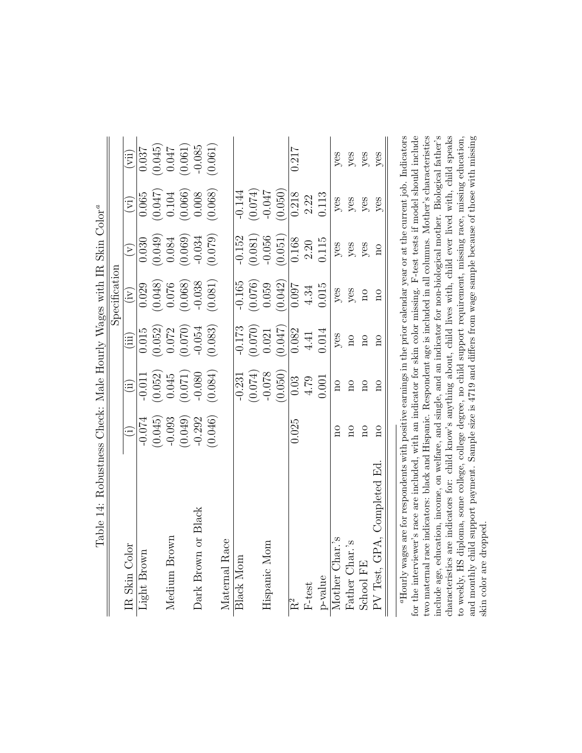Table 14: Robustness Check: Male Hourly Wages with IR Skin Color[a]

| | Specification | | | | | | |
|---|---|---|---|---|---|---|---|
| IR Skin Color | (i) | (ii) | (iii) | (iv) | (v) | (vi) | (vii) |
| Light Brown | -0.074 | -0.011 | 0.015 | 0.029 | 0.030 | 0.065 | 0.037 |
| | (0.045) | (0.052) | (0.052) | (0.048) | (0.049) | (0.047) | (0.045) |
| Medium Brown | -0.093 | 0.045 | 0.072 | 0.076 | 0.084 | 0.104 | 0.047 |
| | (0.049) | (0.071) | (0.070) | (0.068) | (0.069) | (0.066) | (0.061) |
| Dark Brown or Black | -0.292 | -0.080 | -0.054 | -0.038 | -0.034 | 0.008 | -0.085 |
| | (0.046) | (0.084) | (0.083) | (0.081) | (0.079) | (0.068) | (0.061) |
| Maternal Race | | | | | | | |
| Black Mom | | -0.231 | -0.173 | -0.165 | -0.152 | -0.144 | |
| | | (0.074) | (0.070) | (0.076) | (0.081) | (0.074) | |
| Hispanic Mom | | -0.078 | 0.021 | 0.059 | -0.056 | -0.047 | |
| | | (0.050) | (0.047) | (0.042) | (0.051) | (0.050) | |
| $R^2$ | 0.025 | 0.03 | 0.082 | 0.097 | 0.168 | 0.218 | 0.217 |
| F-test | | 4.79 | 4.41 | 4.34 | 2.20 | 2.22 | |
| p-value | | 0.001 | 0.014 | 0.015 | 0.115 | 0.113 | |
| Mother Char.'s | no | no | yes | yes | yes | yes | yes |
| Father Char.'s | no | no | no | yes | yes | yes | yes |
| School FE | no | no | no | no | yes | yes | yes |
| PV Test, GPA, Completed Ed. | no | no | no | no | no | yes | yes |

[a]Hourly wages are for respondents with positive earnings in the prior calendar year or at the current job. Indicators for the interviewer's race are included, with an indicator for skin color missing. F-test tests if model should include two maternal race indicators: black and Hispanic. Respondent age is included in all columns. Mother's characteristics include age, education, income, on welfare, and single, and an indicator for non-biological mother. Biological father's characteristics are indicators for: child know's anything about, child lives with, child ever lived with, child speaks to weekly, HS diploma, some college, college degree, no child support requirement, missing race, missing education, and monthly child support payment. Sample size is 4719 and differs from wage sample because of those with missing skin color are dropped.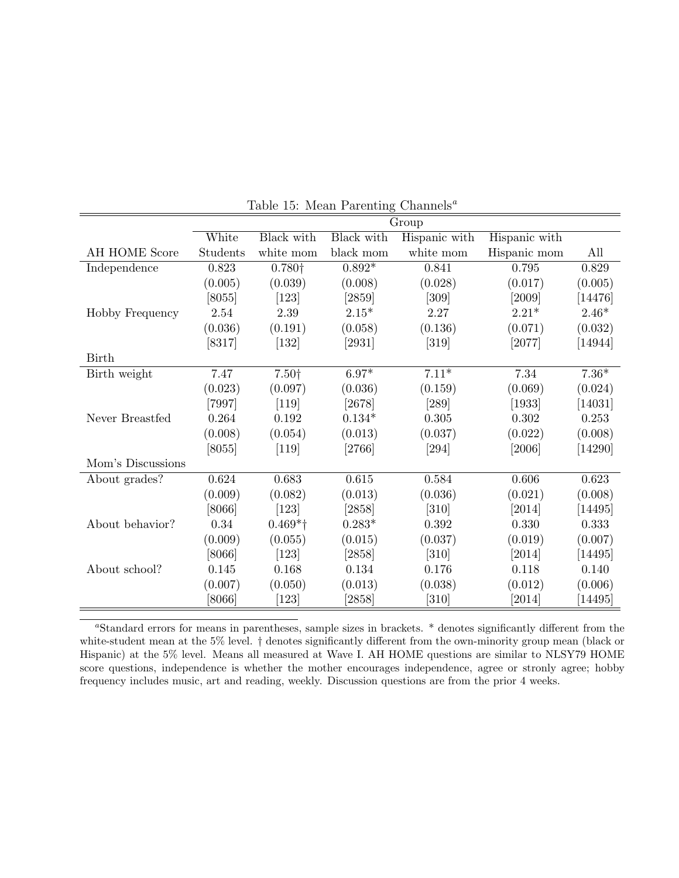Table 15: Mean Parenting Channels[a]

| | Group | | | | | |
|---|---|---|---|---|---|---|
| AH HOME Score | White Students | Black with white mom | Black with black mom | Hispanic with white mom | Hispanic with Hispanic mom | All |
| Independence | 0.823 | 0.780† | 0.892* | 0.841 | 0.795 | 0.829 |
| | (0.005) | (0.039) | (0.008) | (0.028) | (0.017) | (0.005) |
| | [8055] | [123] | [2859] | [309] | [2009] | [14476] |
| Hobby Frequency | 2.54 | 2.39 | 2.15* | 2.27 | 2.21* | 2.46* |
| | (0.036) | (0.191) | (0.058) | (0.136) | (0.071) | (0.032) |
| | [8317] | [132] | [2931] | [319] | [2077] | [14944] |
| Birth | | | | | | |
| Birth weight | 7.47 | 7.50† | 6.97* | 7.11* | 7.34 | 7.36* |
| | (0.023) | (0.097) | (0.036) | (0.159) | (0.069) | (0.024) |
| | [7997] | [119] | [2678] | [289] | [1933] | [14031] |
| Never Breastfed | 0.264 | 0.192 | 0.134* | 0.305 | 0.302 | 0.253 |
| | (0.008) | (0.054) | (0.013) | (0.037) | (0.022) | (0.008) |
| | [8055] | [119] | [2766] | [294] | [2006] | [14290] |
| Mom's Discussions | | | | | | |
| About grades? | 0.624 | 0.683 | 0.615 | 0.584 | 0.606 | 0.623 |
| | (0.009) | (0.082) | (0.013) | (0.036) | (0.021) | (0.008) |
| | [8066] | [123] | [2858] | [310] | [2014] | [14495] |
| About behavior? | 0.34 | 0.469*† | 0.283* | 0.392 | 0.330 | 0.333 |
| | (0.009) | (0.055) | (0.015) | (0.037) | (0.019) | (0.007) |
| | [8066] | [123] | [2858] | [310] | [2014] | [14495] |
| About school? | 0.145 | 0.168 | 0.134 | 0.176 | 0.118 | 0.140 |
| | (0.007) | (0.050) | (0.013) | (0.038) | (0.012) | (0.006) |
| | [8066] | [123] | [2858] | [310] | [2014] | [14495] |

[a]Standard errors for means in parentheses, sample sizes in brackets. * denotes significantly different from the white-student mean at the 5% level. † denotes significantly different from the own-minority group mean (black or Hispanic) at the 5% level. Means all measured at Wave I. AH HOME questions are similar to NLSY79 HOME score questions, independence is whether the mother encourages independence, agree or stronly agree; hobby frequency includes music, art and reading, weekly. Discussion questions are from the prior 4 weeks.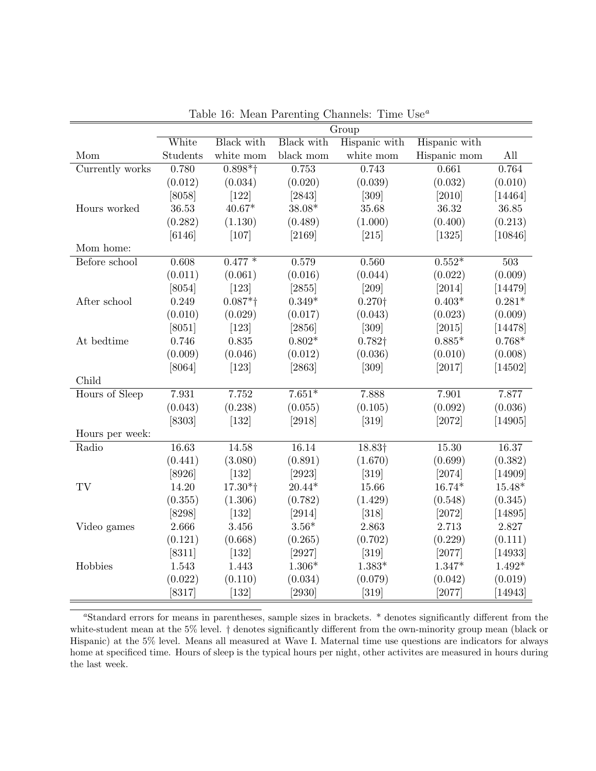Table 16: Mean Parenting Channels: Time Use[a]

| | Group | | | | | |
|---|---|---|---|---|---|---|
| Mom | White Students | Black with white mom | Black with black mom | Hispanic with white mom | Hispanic with Hispanic mom | All |
| Currently works | 0.780 | 0.898*† | 0.753 | 0.743 | 0.661 | 0.764 |
| | (0.012) | (0.034) | (0.020) | (0.039) | (0.032) | (0.010) |
| | [8058] | [122] | [2843] | [309] | [2010] | [14464] |
| Hours worked | 36.53 | 40.67* | 38.08* | 35.68 | 36.32 | 36.85 |
| | (0.282) | (1.130) | (0.489) | (1.000) | (0.400) | (0.213) |
| | [6146] | [107] | [2169] | [215] | [1325] | [10846] |
| Mom home: | | | | | | |
| Before school | 0.608 | 0.477 * | 0.579 | 0.560 | 0.552* | 503 |
| | (0.011) | (0.061) | (0.016) | (0.044) | (0.022) | (0.009) |
| | [8054] | [123] | [2855] | [209] | [2014] | [14479] |
| After school | 0.249 | 0.087*† | 0.349* | 0.270† | 0.403* | 0.281* |
| | (0.010) | (0.029) | (0.017) | (0.043) | (0.023) | (0.009) |
| | [8051] | [123] | [2856] | [309] | [2015] | [14478] |
| At bedtime | 0.746 | 0.835 | 0.802* | 0.782† | 0.885* | 0.768* |
| | (0.009) | (0.046) | (0.012) | (0.036) | (0.010) | (0.008) |
| | [8064] | [123] | [2863] | [309] | [2017] | [14502] |
| Child | | | | | | |
| Hours of Sleep | 7.931 | 7.752 | 7.651* | 7.888 | 7.901 | 7.877 |
| | (0.043) | (0.238) | (0.055) | (0.105) | (0.092) | (0.036) |
| | [8303] | [132] | [2918] | [319] | [2072] | [14905] |
| Hours per week: | | | | | | |
| Radio | 16.63 | 14.58 | 16.14 | 18.83† | 15.30 | 16.37 |
| | (0.441) | (3.080) | (0.891) | (1.670) | (0.699) | (0.382) |
| | [8926] | [132] | [2923] | [319] | [2074] | [14909] |
| TV | 14.20 | 17.30*† | 20.44* | 15.66 | 16.74* | 15.48* |
| | (0.355) | (1.306) | (0.782) | (1.429) | (0.548) | (0.345) |
| | [8298] | [132] | [2914] | [318] | [2072] | [14895] |
| Video games | 2.666 | 3.456 | 3.56* | 2.863 | 2.713 | 2.827 |
| | (0.121) | (0.668) | (0.265) | (0.702) | (0.229) | (0.111) |
| | [8311] | [132] | [2927] | [319] | [2077] | [14933] |
| Hobbies | 1.543 | 1.443 | 1.306* | 1.383* | 1.347* | 1.492* |
| | (0.022) | (0.110) | (0.034) | (0.079) | (0.042) | (0.019) |
| | [8317] | [132] | [2930] | [319] | [2077] | [14943] |

[a]Standard errors for means in parentheses, sample sizes in brackets. * denotes significantly different from the white-student mean at the 5% level. † denotes significantly different from the own-minority group mean (black or Hispanic) at the 5% level. Means all measured at Wave I. Maternal time use questions are indicators for always home at specificed time. Hours of sleep is the typical hours per night, other activites are measured in hours during the last week.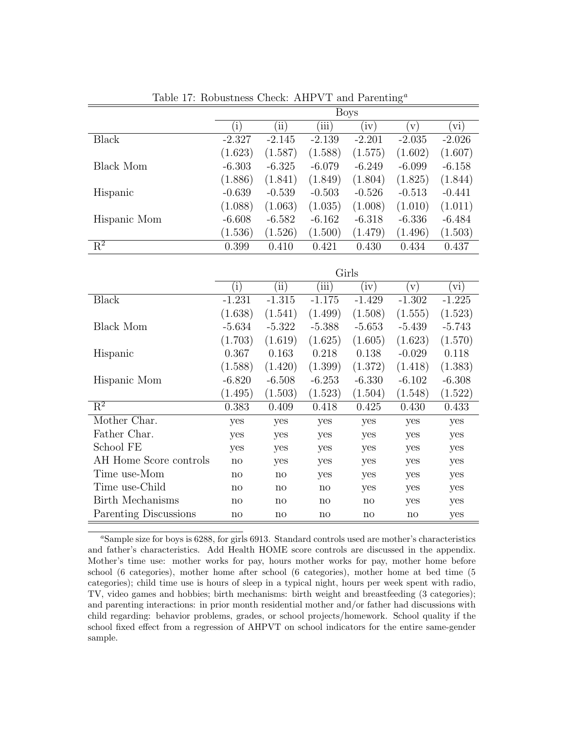Table 17: Robustness Check: AHPVT and Parenting[a]

| | Boys | | | | | |
|---|---|---|---|---|---|---|
| | (i) | (ii) | (iii) | (iv) | (v) | (vi) |
| Black | -2.327 | -2.145 | -2.139 | -2.201 | -2.035 | -2.026 |
| | (1.623) | (1.587) | (1.588) | (1.575) | (1.602) | (1.607) |
| Black Mom | -6.303 | -6.325 | -6.079 | -6.249 | -6.099 | -6.158 |
| | (1.886) | (1.841) | (1.849) | (1.804) | (1.825) | (1.844) |
| Hispanic | -0.639 | -0.539 | -0.503 | -0.526 | -0.513 | -0.441 |
| | (1.088) | (1.063) | (1.035) | (1.008) | (1.010) | (1.011) |
| Hispanic Mom | -6.608 | -6.582 | -6.162 | -6.318 | -6.336 | -6.484 |
| | (1.536) | (1.526) | (1.500) | (1.479) | (1.496) | (1.503) |
| $R^2$ | 0.399 | 0.410 | 0.421 | 0.430 | 0.434 | 0.437 |

| | Girls | | | | | |
|---|---|---|---|---|---|---|
| | (i) | (ii) | (iii) | (iv) | (v) | (vi) |
| Black | -1.231 | -1.315 | -1.175 | -1.429 | -1.302 | -1.225 |
| | (1.638) | (1.541) | (1.499) | (1.508) | (1.555) | (1.523) |
| Black Mom | -5.634 | -5.322 | -5.388 | -5.653 | -5.439 | -5.743 |
| | (1.703) | (1.619) | (1.625) | (1.605) | (1.623) | (1.570) |
| Hispanic | 0.367 | 0.163 | 0.218 | 0.138 | -0.029 | 0.118 |
| | (1.588) | (1.420) | (1.399) | (1.372) | (1.418) | (1.383) |
| Hispanic Mom | -6.820 | -6.508 | -6.253 | -6.330 | -6.102 | -6.308 |
| | (1.495) | (1.503) | (1.523) | (1.504) | (1.548) | (1.522) |
| $R^2$ | 0.383 | 0.409 | 0.418 | 0.425 | 0.430 | 0.433 |
| Mother Char. | yes | yes | yes | yes | yes | yes |
| Father Char. | yes | yes | yes | yes | yes | yes |
| School FE | yes | yes | yes | yes | yes | yes |
| AH Home Score controls | no | yes | yes | yes | yes | yes |
| Time use-Mom | no | no | yes | yes | yes | yes |
| Time use-Child | no | no | no | yes | yes | yes |
| Birth Mechanisms | no | no | no | no | yes | yes |
| Parenting Discussions | no | no | no | no | no | yes |

[a]Sample size for boys is 6288, for girls 6913. Standard controls used are mother's characteristics and father's characteristics. Add Health HOME score controls are discussed in the appendix. Mother's time use: mother works for pay, hours mother works for pay, mother home before school (6 categories), mother home after school (6 categories), mother home at bed time (5 categories); child time use is hours of sleep in a typical night, hours per week spent with radio, TV, video games and hobbies; birth mechanisms: birth weight and breastfeeding (3 categories); and parenting interactions: in prior month residential mother and/or father had discussions with child regarding: behavior problems, grades, or school projects/homework. School quality if the school fixed effect from a regression of AHPVT on school indicators for the entire same-gender sample.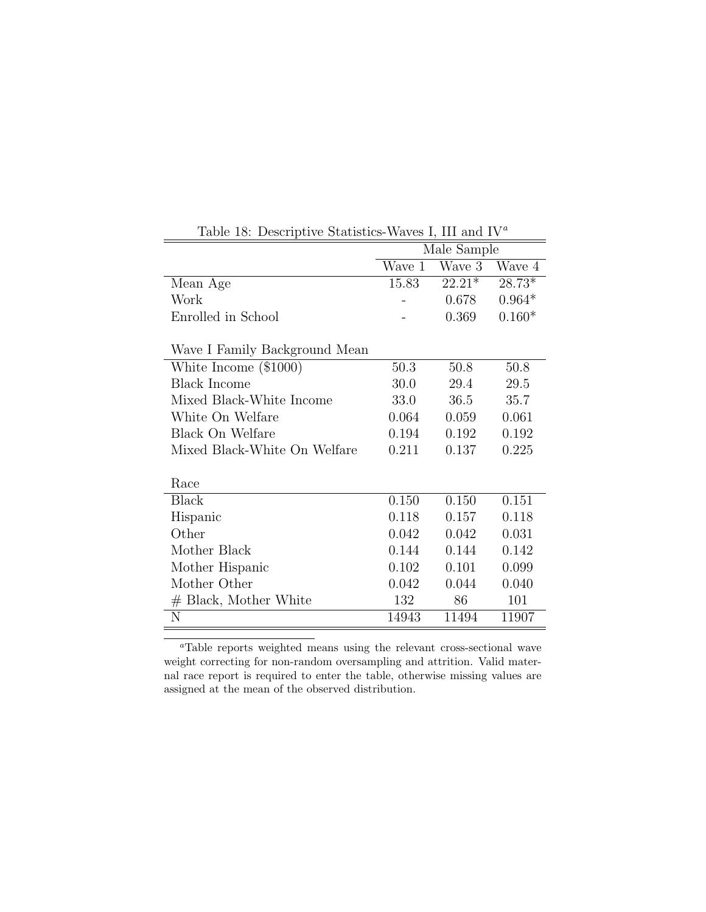Table 18: Descriptive Statistics-Waves I, III and IV[a]

| | Male Sample | | |
|---|---|---|---|
| | Wave 1 | Wave 3 | Wave 4 |
| Mean Age | 15.83 | 22.21* | 28.73* |
| Work | - | 0.678 | 0.964* |
| Enrolled in School | - | 0.369 | 0.160* |
| **Wave I Family Background Mean** | | | |
| White Income ($1000) | 50.3 | 50.8 | 50.8 |
| Black Income | 30.0 | 29.4 | 29.5 |
| Mixed Black-White Income | 33.0 | 36.5 | 35.7 |
| White On Welfare | 0.064 | 0.059 | 0.061 |
| Black On Welfare | 0.194 | 0.192 | 0.192 |
| Mixed Black-White On Welfare | 0.211 | 0.137 | 0.225 |
| **Race** | | | |
| Black | 0.150 | 0.150 | 0.151 |
| Hispanic | 0.118 | 0.157 | 0.118 |
| Other | 0.042 | 0.042 | 0.031 |
| Mother Black | 0.144 | 0.144 | 0.142 |
| Mother Hispanic | 0.102 | 0.101 | 0.099 |
| Mother Other | 0.042 | 0.044 | 0.040 |
| # Black, Mother White | 132 | 86 | 101 |
| N | 14943 | 11494 | 11907 |

[a]Table reports weighted means using the relevant cross-sectional wave weight correcting for non-random oversampling and attrition. Valid maternal race report is required to enter the table, otherwise missing values are assigned at the mean of the observed distribution.